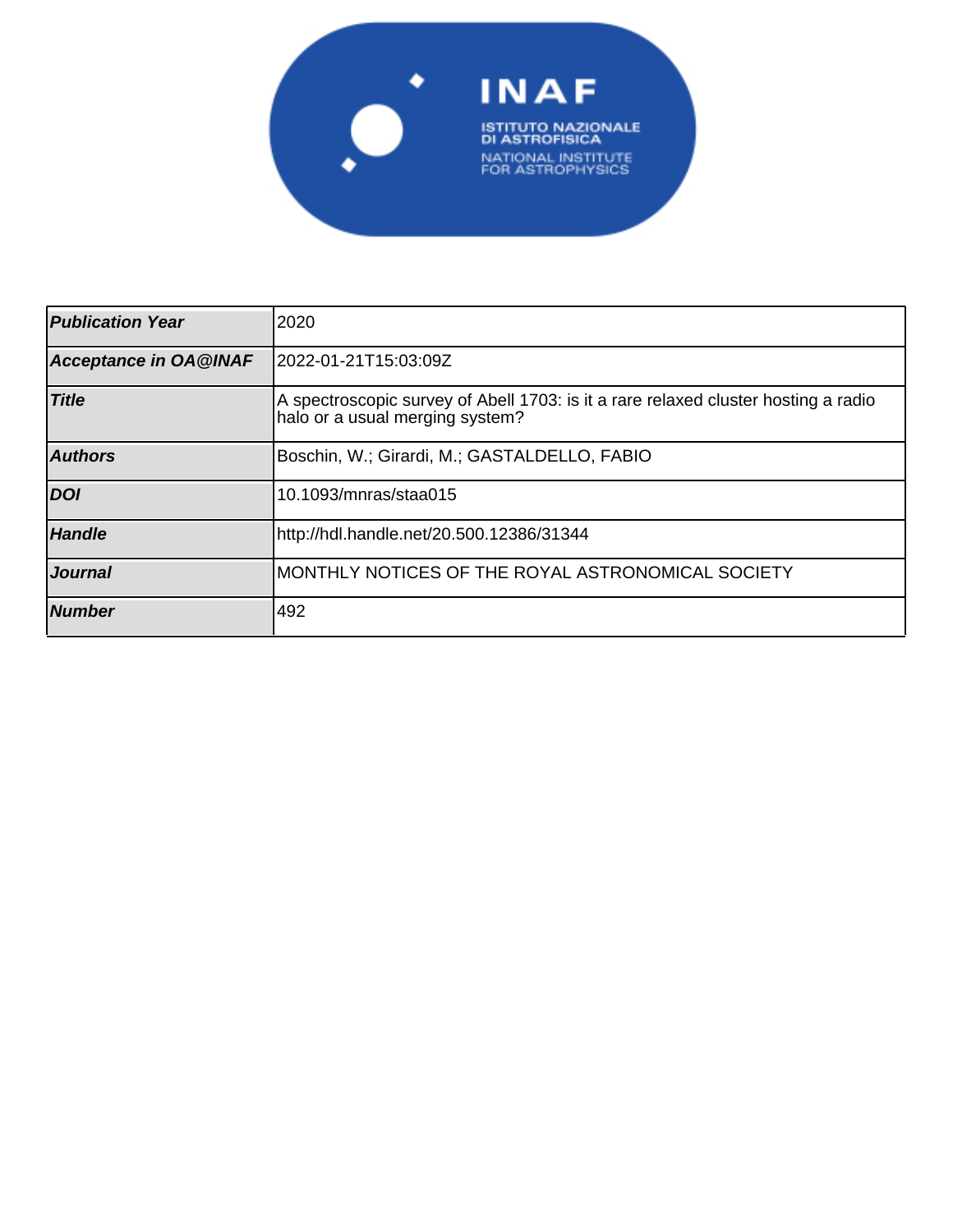| Publication Year | 2020 |
|---|---|
| Acceptance in OA@INAF | 2022-01-21T15:03:09Z |
| Title | A spectroscopic survey of Abell 1703: is it a rare relaxed cluster hosting a radio halo or a usual merging system? |
| Authors | Boschin, W.; Girardi, M.; GASTALDELLO, FABIO |
| DOI | 10.1093/mnras/staa015 |
| Handle | http://hdl.handle.net/20.500.12386/31344 |
| Journal | MONTHLY NOTICES OF THE ROYAL ASTRONOMICAL SOCIETY |
| Number | 492 |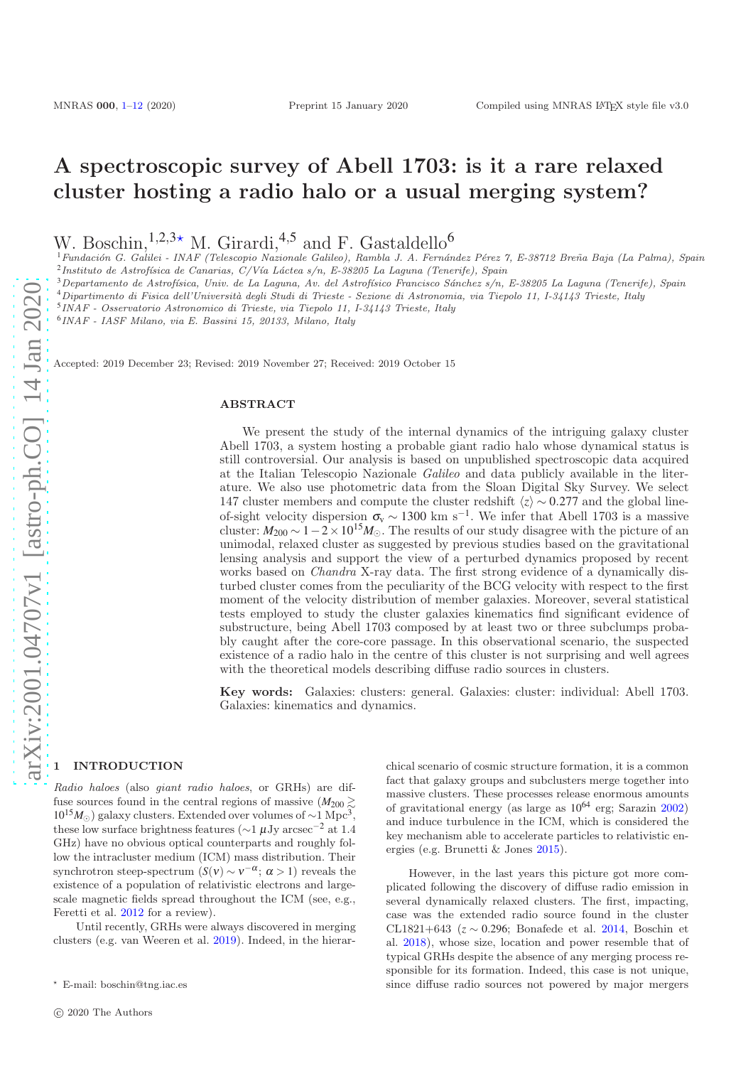# A spectroscopic survey of Abell 1703: is it a rare relaxed cluster hosting a radio halo or a usual merging system?

W. Boschin,[1,2,3⋆] M. Girardi,[4,5] and F. Gastaldello[6]

[1]*Fundación G. Galilei - INAF (Telescopio Nazionale Galileo), Rambla J. A. Fernández Pérez 7, E-38712 Breña Baja (La Palma), Spain*
[2]*Instituto de Astrofísica de Canarias, C/Vía Láctea s/n, E-38205 La Laguna (Tenerife), Spain*
[3]*Departamento de Astrofísica, Univ. de La Laguna, Av. del Astrofísico Francisco Sánchez s/n, E-38205 La Laguna (Tenerife), Spain*
[4]*Dipartimento di Fisica dell'Università degli Studi di Trieste - Sezione di Astronomia, via Tiepolo 11, I-34143 Trieste, Italy*
[5]*INAF - Osservatorio Astronomico di Trieste, via Tiepolo 11, I-34143 Trieste, Italy*
[6]*INAF - IASF Milano, via E. Bassini 15, 20133, Milano, Italy*

Accepted: 2019 December 23; Revised: 2019 November 27; Received: 2019 October 15

## ABSTRACT

We present the study of the internal dynamics of the intriguing galaxy cluster Abell 1703, a system hosting a probable giant radio halo whose dynamical status is still controversial. Our analysis is based on unpublished spectroscopic data acquired at the Italian Telescopio Nazionale *Galileo* and data publicly available in the literature. We also use photometric data from the Sloan Digital Sky Survey. We select 147 cluster members and compute the cluster redshift $\langle z \rangle \sim 0.277$ and the global line-of-sight velocity dispersion $\sigma_{\rm v} \sim 1300$ km s$^{-1}$. We infer that Abell 1703 is a massive cluster: $M_{200} \sim 1-2\times10^{15}M_{\odot}$. The results of our study disagree with the picture of an unimodal, relaxed cluster as suggested by previous studies based on the gravitational lensing analysis and support the view of a perturbed dynamics proposed by recent works based on *Chandra* X-ray data. The first strong evidence of a dynamically disturbed cluster comes from the peculiarity of the BCG velocity with respect to the first moment of the velocity distribution of member galaxies. Moreover, several statistical tests employed to study the cluster galaxies kinematics find significant evidence of substructure, being Abell 1703 composed by at least two or three subclumps probably caught after the core-core passage. In this observational scenario, the suspected existence of a radio halo in the centre of this cluster is not surprising and well agrees with the theoretical models describing diffuse radio sources in clusters.

**Key words:** Galaxies: clusters: general. Galaxies: cluster: individual: Abell 1703. Galaxies: kinematics and dynamics.

## 1 INTRODUCTION

*Radio haloes* (also *giant radio haloes*, or GRHs) are diffuse sources found in the central regions of massive ($M_{200} \gtrsim 10^{15}M_{\odot}$) galaxy clusters. Extended over volumes of $\sim$1 Mpc$^3$, these low surface brightness features ($\sim$1 $\mu$Jy arcsec$^{-2}$ at 1.4 GHz) have no obvious optical counterparts and roughly follow the intracluster medium (ICM) mass distribution. Their synchrotron steep-spectrum ($S(\nu) \sim \nu^{-\alpha}$; $\alpha > 1$) reveals the existence of a population of relativistic electrons and large-scale magnetic fields spread throughout the ICM (see, e.g., Feretti et al. 2012 for a review).

Until recently, GRHs were always discovered in merging clusters (e.g. van Weeren et al. 2019). Indeed, in the hierarchical scenario of cosmic structure formation, it is a common fact that galaxy groups and subclusters merge together into massive clusters. These processes release enormous amounts of gravitational energy (as large as $10^{64}$ erg; Sarazin 2002) and induce turbulence in the ICM, which is considered the key mechanism able to accelerate particles to relativistic energies (e.g. Brunetti & Jones 2015).

However, in the last years this picture got more complicated following the discovery of diffuse radio emission in several dynamically relaxed clusters. The first, impacting, case was the extended radio source found in the cluster CL1821+643 ($z \sim 0.296$; Bonafede et al. 2014, Boschin et al. 2018), whose size, location and power resemble that of typical GRHs despite the absence of any merging process responsible for its formation. Indeed, this case is not unique, since diffuse radio sources not powered by major mergers

⋆ E-mail: boschin@tng.iac.es

© 2020 The Authors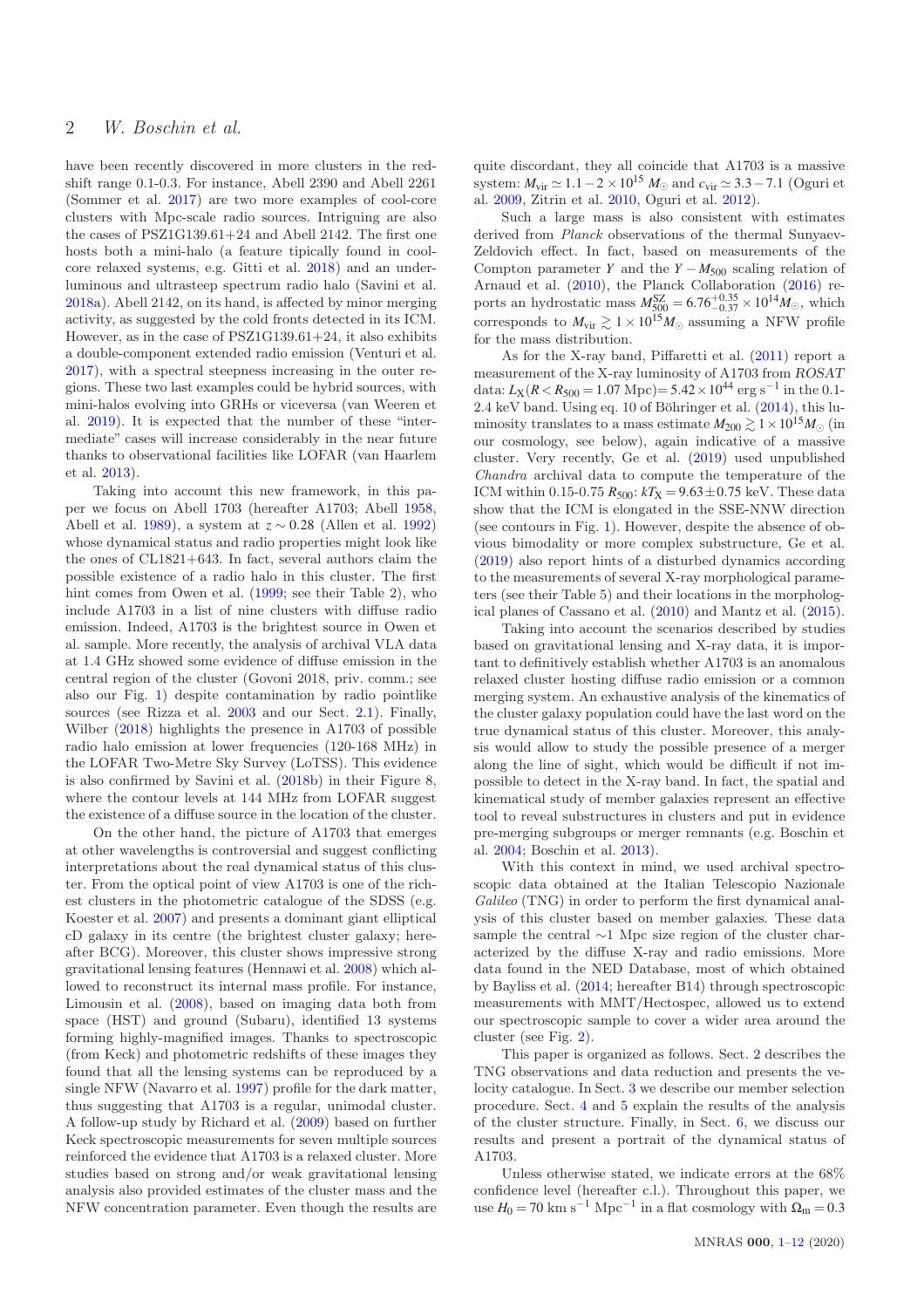have been recently discovered in more clusters in the redshift range 0.1-0.3. For instance, Abell 2390 and Abell 2261 (Sommer et al. 2017) are two more examples of cool-core clusters with Mpc-scale radio sources. Intriguing are also the cases of PSZ1G139.61+24 and Abell 2142. The first one hosts both a mini-halo (a feature typically found in cool-core relaxed systems, e.g. Gitti et al. 2018) and an under-luminous and ultrasteep spectrum radio halo (Savini et al. 2018a). Abell 2142, on its hand, is affected by minor merging activity, as suggested by the cold fronts detected in its ICM. However, as in the case of PSZ1G139.61+24, it also exhibits a double-component extended radio emission (Venturi et al. 2017), with a spectral steepness increasing in the outer regions. These two last examples could be hybrid sources, with mini-halos evolving into GRHs or viceversa (van Weeren et al. 2019). It is expected that the number of these "intermediate" cases will increase considerably in the near future thanks to observational facilities like LOFAR (van Haarlem et al. 2013).

Taking into account this new framework, in this paper we focus on Abell 1703 (hereafter A1703; Abell 1958, Abell et al. 1989), a system at $z \sim 0.28$ (Allen et al. 1992) whose dynamical status and radio properties might look like the ones of CL1821+643. In fact, several authors claim the possible existence of a radio halo in this cluster. The first hint comes from Owen et al. (1999; see their Table 2), who include A1703 in a list of nine clusters with diffuse radio emission. Indeed, A1703 is the brightest source in Owen et al. sample. More recently, the analysis of archival VLA data at 1.4 GHz showed some evidence of diffuse emission in the central region of the cluster (Govoni 2018, priv. comm.; see also our Fig. 1) despite contamination by radio pointlike sources (see Rizza et al. 2003 and our Sect. 2.1). Finally, Wilber (2018) highlights the presence in A1703 of possible radio halo emission at lower frequencies (120-168 MHz) in the LOFAR Two-Metre Sky Survey (LoTSS). This evidence is also confirmed by Savini et al. (2018b) in their Figure 8, where the contour levels at 144 MHz from LOFAR suggest the existence of a diffuse source in the location of the cluster.

On the other hand, the picture of A1703 that emerges at other wavelengths is controversial and suggest conflicting interpretations about the real dynamical status of this cluster. From the optical point of view A1703 is one of the richest clusters in the photometric catalogue of the SDSS (e.g. Koester et al. 2007) and presents a dominant giant elliptical cD galaxy in its centre (the brightest cluster galaxy; hereafter BCG). Moreover, this cluster shows impressive strong gravitational lensing features (Hennawi et al. 2008) which allowed to reconstruct its internal mass profile. For instance, Limousin et al. (2008), based on imaging data both from space (HST) and ground (Subaru), identified 13 systems forming highly-magnified images. Thanks to spectroscopic (from Keck) and photometric redshifts of these images they found that all the lensing systems can be reproduced by a single NFW (Navarro et al. 1997) profile for the dark matter, thus suggesting that A1703 is a regular, unimodal cluster. A follow-up study by Richard et al. (2009) based on further Keck spectroscopic measurements for seven multiple sources reinforced the evidence that A1703 is a relaxed cluster. More studies based on strong and/or weak gravitational lensing analysis also provided estimates of the cluster mass and the NFW concentration parameter. Even though the results are quite discordant, they all coincide that A1703 is a massive system: $M_{\rm vir} \simeq 1.1-2\times10^{15}\ M_\odot$ and $c_{\rm vir} \simeq 3.3-7.1$ (Oguri et al. 2009, Zitrin et al. 2010, Oguri et al. 2012).

Such a large mass is also consistent with estimates derived from *Planck* observations of the thermal Sunyaev-Zeldovich effect. In fact, based on measurements of the Compton parameter $Y$ and the $Y-M_{500}$ scaling relation of Arnaud et al. (2010), the Planck Collaboration (2016) reports an hydrostatic mass $M_{500}^{\rm SZ} = 6.76^{+0.35}_{-0.37}\times10^{14} M_\odot$, which corresponds to $M_{\rm vir} \gtrsim 1\times10^{15} M_\odot$ assuming a NFW profile for the mass distribution.

As for the X-ray band, Piffaretti et al. (2011) report a measurement of the X-ray luminosity of A1703 from *ROSAT* data: $L_{\rm X}(R<R_{500}=1.07$ Mpc$)= 5.42\times10^{44}$ erg s$^{-1}$ in the 0.1-2.4 keV band. Using eq. 10 of Böhringer et al. (2014), this luminosity translates to a mass estimate $M_{200} \gtrsim 1\times10^{15} M_\odot$ (in our cosmology, see below), again indicative of a massive cluster. Very recently, Ge et al. (2019) used unpublished *Chandra* archival data to compute the temperature of the ICM within 0.15-0.75 $R_{500}$: $kT_{\rm X} = 9.63\pm0.75$ keV. These data show that the ICM is elongated in the SSE-NNW direction (see contours in Fig. 1). However, despite the absence of obvious bimodality or more complex substructure, Ge et al. (2019) also report hints of a disturbed dynamics according to the measurements of several X-ray morphological parameters (see their Table 5) and their locations in the morphological planes of Cassano et al. (2010) and Mantz et al. (2015).

Taking into account the scenarios described by studies based on gravitational lensing and X-ray data, it is important to definitively establish whether A1703 is an anomalous relaxed cluster hosting diffuse radio emission or a common merging system. An exhaustive analysis of the kinematics of the cluster galaxy population could have the last word on the true dynamical status of this cluster. Moreover, this analysis would allow to study the possible presence of a merger along the line of sight, which would be difficult if not impossible to detect in the X-ray band. In fact, the spatial and kinematical study of member galaxies represent an effective tool to reveal substructures in clusters and put in evidence pre-merging subgroups or merger remnants (e.g. Boschin et al. 2004; Boschin et al. 2013).

With this context in mind, we used archival spectroscopic data obtained at the Italian Telescopio Nazionale *Galileo* (TNG) in order to perform the first dynamical analysis of this cluster based on member galaxies. These data sample the central ∼1 Mpc size region of the cluster characterized by the diffuse X-ray and radio emissions. More data found in the NED Database, most of which obtained by Bayliss et al. (2014; hereafter B14) through spectroscopic measurements with MMT/Hectospec, allowed us to extend our spectroscopic sample to cover a wider area around the cluster (see Fig. 2).

This paper is organized as follows. Sect. 2 describes the TNG observations and data reduction and presents the velocity catalogue. In Sect. 3 we describe our member selection procedure. Sect. 4 and 5 explain the results of the analysis of the cluster structure. Finally, in Sect. 6, we discuss our results and present a portrait of the dynamical status of A1703.

Unless otherwise stated, we indicate errors at the 68% confidence level (hereafter c.l.). Throughout this paper, we use $H_0 = 70$ km s$^{-1}$ Mpc$^{-1}$ in a flat cosmology with $\Omega_{\rm m} = 0.3$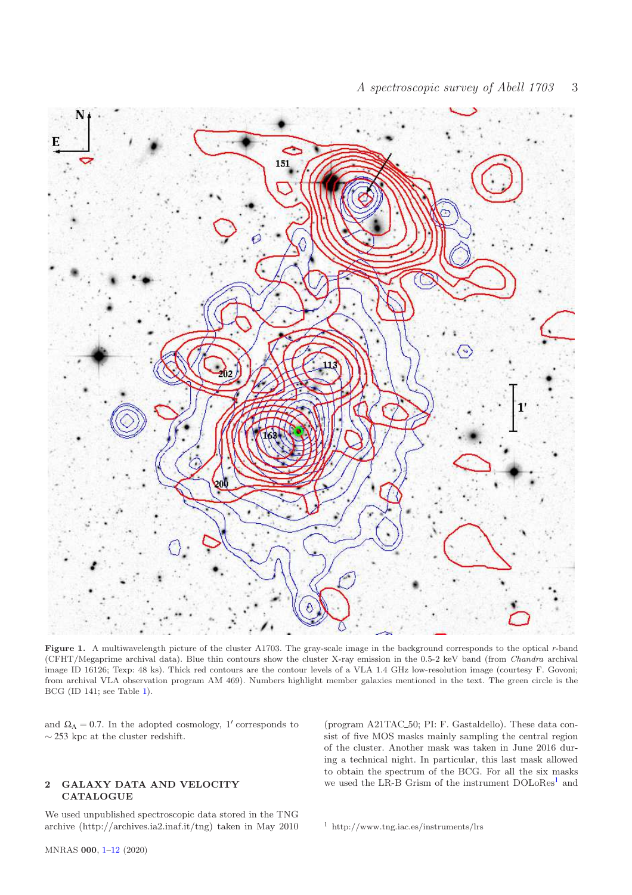**Figure 1.** A multiwavelength picture of the cluster A1703. The gray-scale image in the background corresponds to the optical *r*-band (CFHT/Megaprime archival data). Blue thin contours show the cluster X-ray emission in the 0.5-2 keV band (from *Chandra* archival image ID 16126; Texp: 48 ks). Thick red contours are the contour levels of a VLA 1.4 GHz low-resolution image (courtesy F. Govoni; from archival VLA observation program AM 469). Numbers highlight member galaxies mentioned in the text. The green circle is the BCG (ID 141; see Table 1).

and $\Omega_\Lambda = 0.7$. In the adopted cosmology, $1'$ corresponds to $\sim 253$ kpc at the cluster redshift.

## 2 GALAXY DATA AND VELOCITY CATALOGUE

We used unpublished spectroscopic data stored in the TNG archive (http://archives.ia2.inaf.it/tng) taken in May 2010 (program A21TAC_50; PI: F. Gastaldello). These data consist of five MOS masks mainly sampling the central region of the cluster. Another mask was taken in June 2016 during a technical night. In particular, this last mask allowed to obtain the spectrum of the BCG. For all the six masks we used the LR-B Grism of the instrument DOLoRes[1] and

[1] http://www.tng.iac.es/instruments/lrs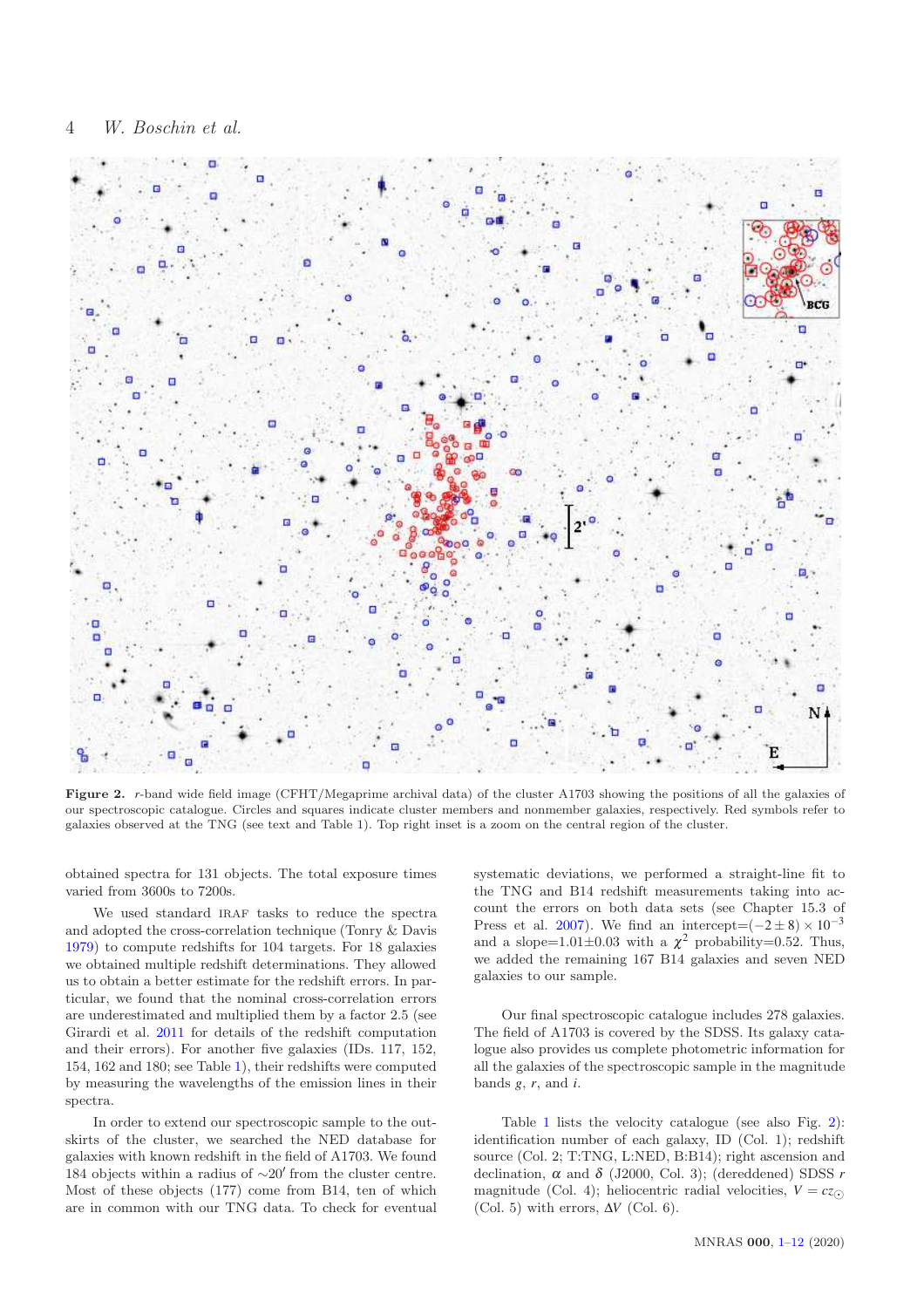**Figure 2.** $r$-band wide field image (CFHT/Megaprime archival data) of the cluster A1703 showing the positions of all the galaxies of our spectroscopic catalogue. Circles and squares indicate cluster members and nonmember galaxies, respectively. Red symbols refer to galaxies observed at the TNG (see text and Table 1). Top right inset is a zoom on the central region of the cluster.

obtained spectra for 131 objects. The total exposure times varied from 3600s to 7200s.

We used standard IRAF tasks to reduce the spectra and adopted the cross-correlation technique (Tonry & Davis 1979) to compute redshifts for 104 targets. For 18 galaxies we obtained multiple redshift determinations. They allowed us to obtain a better estimate for the redshift errors. In particular, we found that the nominal cross-correlation errors are underestimated and multiplied them by a factor 2.5 (see Girardi et al. 2011 for details of the redshift computation and their errors). For another five galaxies (IDs. 117, 152, 154, 162 and 180; see Table 1), their redshifts were computed by measuring the wavelengths of the emission lines in their spectra.

In order to extend our spectroscopic sample to the outskirts of the cluster, we searched the NED database for galaxies with known redshift in the field of A1703. We found 184 objects within a radius of $\sim 20'$ from the cluster centre. Most of these objects (177) come from B14, ten of which are in common with our TNG data. To check for eventual systematic deviations, we performed a straight-line fit to the TNG and B14 redshift measurements taking into account the errors on both data sets (see Chapter 15.3 of Press et al. 2007). We find an intercept=$(-2\pm 8)\times 10^{-3}$ and a slope=$1.01\pm 0.03$ with a $\chi^2$ probability=0.52. Thus, we added the remaining 167 B14 galaxies and seven NED galaxies to our sample.

Our final spectroscopic catalogue includes 278 galaxies. The field of A1703 is covered by the SDSS. Its galaxy catalogue also provides us complete photometric information for all the galaxies of the spectroscopic sample in the magnitude bands $g$, $r$, and $i$.

Table 1 lists the velocity catalogue (see also Fig. 2): identification number of each galaxy, ID (Col. 1); redshift source (Col. 2; T:TNG, L:NED, B:B14); right ascension and declination, $\alpha$ and $\delta$ (J2000, Col. 3); (dereddened) SDSS $r$ magnitude (Col. 4); heliocentric radial velocities, $V = cz_{\odot}$ (Col. 5) with errors, $\Delta V$ (Col. 6).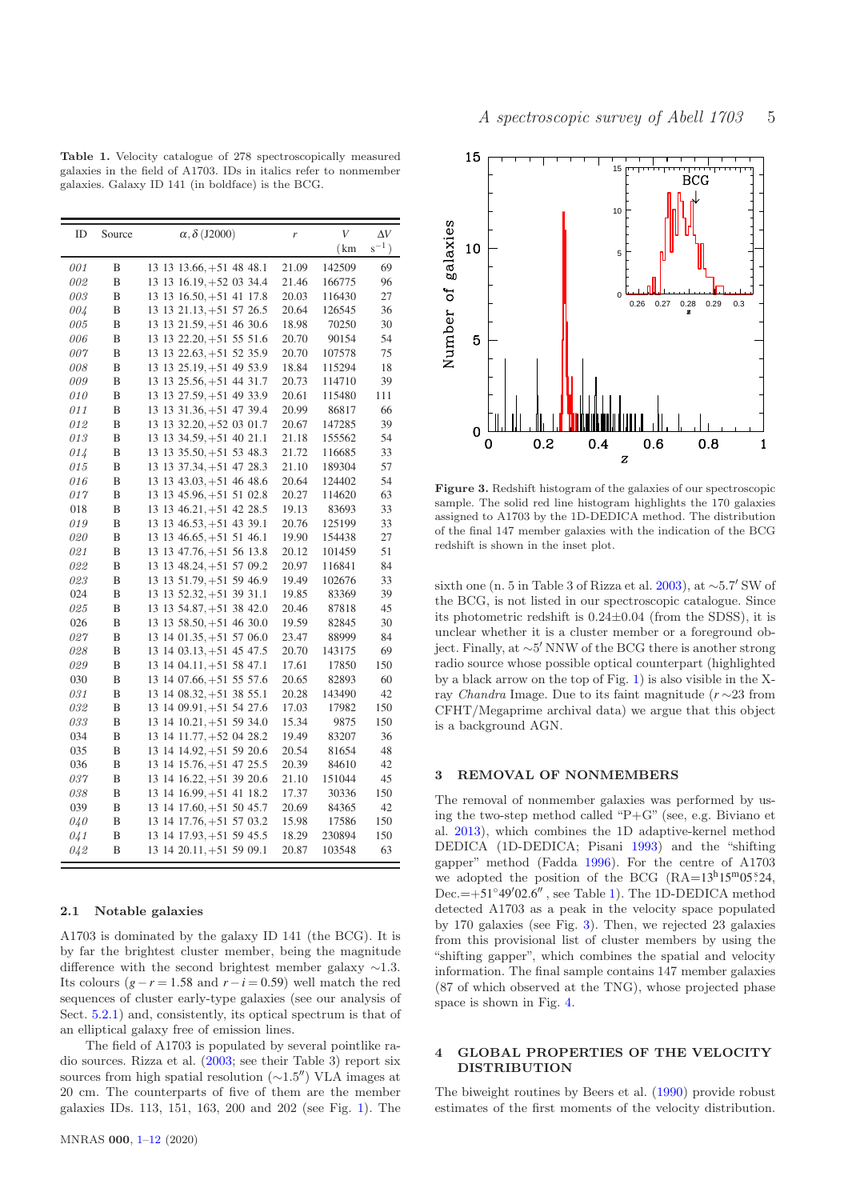**Table 1.** Velocity catalogue of 278 spectroscopically measured galaxies in the field of A1703. IDs in italics refer to nonmember galaxies. Galaxy ID 141 (in boldface) is the BCG.

| ID | Source | $\alpha, \delta$ (J2000) | $r$ | $V$ (km | $\Delta V$ s$^{-1}$) |
|---|---|---|---|---|---|
| *001* | B | 13 13 13.66, +51 48 48.1 | 21.09 | 142509 | 69 |
| *002* | B | 13 13 16.19, +52 03 34.4 | 21.46 | 166775 | 96 |
| *003* | B | 13 13 16.50, +51 41 17.8 | 20.03 | 116430 | 27 |
| *004* | B | 13 13 21.13, +51 57 26.5 | 20.64 | 126545 | 36 |
| *005* | B | 13 13 21.59, +51 46 30.6 | 18.98 | 70250 | 30 |
| *006* | B | 13 13 22.20, +51 55 51.6 | 20.70 | 90154 | 54 |
| *007* | B | 13 13 22.63, +51 52 35.9 | 20.70 | 107578 | 75 |
| *008* | B | 13 13 25.19, +51 49 53.9 | 18.84 | 115294 | 18 |
| *009* | B | 13 13 25.56, +51 44 31.7 | 20.73 | 114710 | 39 |
| *010* | B | 13 13 27.59, +51 49 33.9 | 20.61 | 115480 | 111 |
| *011* | B | 13 13 31.36, +51 47 39.4 | 20.99 | 86817 | 66 |
| *012* | B | 13 13 32.20, +52 03 01.7 | 20.67 | 147285 | 39 |
| *013* | B | 13 13 34.59, +51 40 21.1 | 21.18 | 155562 | 54 |
| *014* | B | 13 13 35.50, +51 53 48.3 | 21.72 | 116685 | 33 |
| *015* | B | 13 13 37.34, +51 47 28.3 | 21.10 | 189304 | 57 |
| *016* | B | 13 13 43.03, +51 46 48.6 | 20.64 | 124402 | 54 |
| *017* | B | 13 13 45.96, +51 51 02.8 | 20.27 | 114620 | 63 |
| 018 | B | 13 13 46.21, +51 42 28.5 | 19.13 | 83693 | 33 |
| *019* | B | 13 13 46.53, +51 43 39.1 | 20.76 | 125199 | 33 |
| *020* | B | 13 13 46.65, +51 51 46.1 | 19.90 | 154438 | 27 |
| *021* | B | 13 13 47.76, +51 56 13.8 | 20.12 | 101459 | 51 |
| *022* | B | 13 13 48.24, +51 57 09.2 | 20.97 | 116841 | 84 |
| *023* | B | 13 13 51.79, +51 59 46.9 | 19.49 | 102676 | 33 |
| 024 | B | 13 13 52.32, +51 39 31.1 | 19.85 | 83369 | 39 |
| *025* | B | 13 13 54.87, +51 38 42.0 | 20.46 | 87818 | 45 |
| 026 | B | 13 13 58.50, +51 46 30.0 | 19.59 | 82845 | 30 |
| *027* | B | 13 14 01.35, +51 57 06.0 | 23.47 | 88999 | 84 |
| *028* | B | 13 14 03.13, +51 45 47.5 | 20.70 | 143175 | 69 |
| *029* | B | 13 14 04.11, +51 58 47.1 | 17.61 | 17850 | 150 |
| 030 | B | 13 14 07.66, +51 55 57.6 | 20.65 | 82893 | 60 |
| *031* | B | 13 14 08.32, +51 38 55.1 | 20.28 | 143490 | 42 |
| *032* | B | 13 14 09.91, +51 54 27.6 | 17.03 | 17982 | 150 |
| *033* | B | 13 14 10.21, +51 59 34.0 | 15.34 | 9875 | 150 |
| 034 | B | 13 14 11.77, +52 04 28.2 | 19.49 | 83207 | 36 |
| 035 | B | 13 14 14.92, +51 59 20.6 | 20.54 | 81654 | 48 |
| 036 | B | 13 14 15.76, +51 47 25.5 | 20.39 | 84610 | 42 |
| *037* | B | 13 14 16.22, +51 39 20.6 | 21.10 | 151044 | 45 |
| *038* | B | 13 14 16.99, +51 41 18.2 | 17.37 | 30336 | 150 |
| 039 | B | 13 14 17.60, +51 50 45.7 | 20.69 | 84365 | 42 |
| *040* | B | 13 14 17.76, +51 57 03.2 | 15.98 | 17586 | 150 |
| *041* | B | 13 14 17.93, +51 59 45.5 | 18.29 | 230894 | 150 |
| *042* | B | 13 14 20.11, +51 59 09.1 | 20.87 | 103548 | 63 |

### 2.1 Notable galaxies

A1703 is dominated by the galaxy ID 141 (the BCG). It is by far the brightest cluster member, being the magnitude difference with the second brightest member galaxy $\sim$1.3. Its colours ($g-r = 1.58$ and $r-i = 0.59$) well match the red sequences of cluster early-type galaxies (see our analysis of Sect. 5.2.1) and, consistently, its optical spectrum is that of an elliptical galaxy free of emission lines.

The field of A1703 is populated by several pointlike radio sources. Rizza et al. (2003; see their Table 3) report six sources from high spatial resolution ($\sim$1.5″) VLA images at 20 cm. The counterparts of five of them are the member galaxies IDs. 113, 151, 163, 200 and 202 (see Fig. 1). The sixth one (n. 5 in Table 3 of Rizza et al. 2003), at $\sim$5.7′ SW of the BCG, is not listed in our spectroscopic catalogue. Since its photometric redshift is 0.24±0.04 (from the SDSS), it is unclear whether it is a cluster member or a foreground object. Finally, at $\sim$5′ NNW of the BCG there is another strong radio source whose possible optical counterpart (highlighted by a black arrow on the top of Fig. 1) is also visible in the X-ray *Chandra* Image. Due to its faint magnitude ($r \sim$23 from CFHT/Megaprime archival data) we argue that this object is a background AGN.

**Figure 3.** Redshift histogram of the galaxies of our spectroscopic sample. The solid red line histogram highlights the 170 galaxies assigned to A1703 by the 1D-DEDICA method. The distribution of the final 147 member galaxies with the indication of the BCG redshift is shown in the inset plot.

## 3 REMOVAL OF NONMEMBERS

The removal of nonmember galaxies was performed by using the two-step method called "P+G" (see, e.g. Biviano et al. 2013), which combines the 1D adaptive-kernel method DEDICA (1D-DEDICA; Pisani 1993) and the "shifting gapper" method (Fadda 1996). For the centre of A1703 we adopted the position of the BCG (RA=$13^{\rm h}15^{\rm m}05^{\rm s}.24$, Dec.=$+51^\circ49'02.6''$ , see Table 1). The 1D-DEDICA method detected A1703 as a peak in the velocity space populated by 170 galaxies (see Fig. 3). Then, we rejected 23 galaxies from this provisional list of cluster members by using the "shifting gapper", which combines the spatial and velocity information. The final sample contains 147 member galaxies (87 of which observed at the TNG), whose projected phase space is shown in Fig. 4.

## 4 GLOBAL PROPERTIES OF THE VELOCITY DISTRIBUTION

The biweight routines by Beers et al. (1990) provide robust estimates of the first moments of the velocity distribution.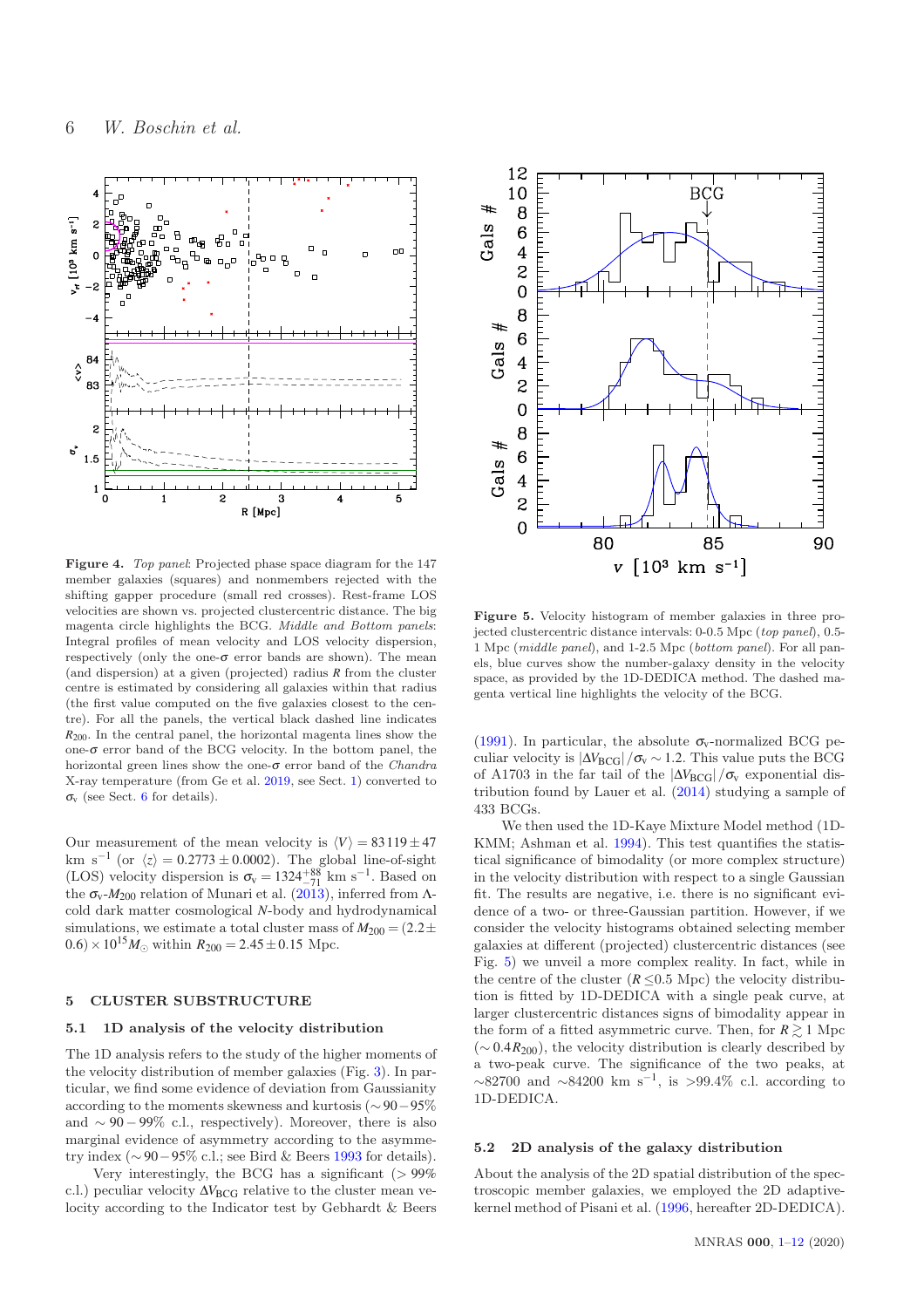**Figure 4.** *Top panel*: Projected phase space diagram for the 147 member galaxies (squares) and nonmembers rejected with the shifting gapper procedure (small red crosses). Rest-frame LOS velocities are shown vs. projected clustercentric distance. The big magenta circle highlights the BCG. *Middle and Bottom panels*: Integral profiles of mean velocity and LOS velocity dispersion, respectively (only the one-$\sigma$ error bands are shown). The mean (and dispersion) at a given (projected) radius $R$ from the cluster centre is estimated by considering all galaxies within that radius (the first value computed on the five galaxies closest to the centre). For all the panels, the vertical black dashed line indicates $R_{200}$. In the central panel, the horizontal magenta lines show the one-$\sigma$ error band of the BCG velocity. In the bottom panel, the horizontal green lines show the one-$\sigma$ error band of the *Chandra* X-ray temperature (from Ge et al. 2019, see Sect. 1) converted to $\sigma_{\rm v}$ (see Sect. 6 for details).

**Figure 5.** Velocity histogram of member galaxies in three projected clustercentric distance intervals: 0-0.5 Mpc (*top panel*), 0.5-1 Mpc (*middle panel*), and 1-2.5 Mpc (*bottom panel*). For all panels, blue curves show the number-galaxy density in the velocity space, as provided by the 1D-DEDICA method. The dashed magenta vertical line highlights the velocity of the BCG.

Our measurement of the mean velocity is $\langle V \rangle = 83119 \pm 47$ km s$^{-1}$ (or $\langle z \rangle = 0.2773 \pm 0.0002$). The global line-of-sight (LOS) velocity dispersion is $\sigma_{\rm v} = 1324^{+88}_{-71}$ km s$^{-1}$. Based on the $\sigma_{\rm v}$-$M_{200}$ relation of Munari et al. (2013), inferred from $\Lambda$-cold dark matter cosmological $N$-body and hydrodynamical simulations, we estimate a total cluster mass of $M_{200} = (2.2 \pm 0.6) \times 10^{15} M_{\odot}$ within $R_{200} = 2.45 \pm 0.15$ Mpc.

## 5 CLUSTER SUBSTRUCTURE

### 5.1 1D analysis of the velocity distribution

The 1D analysis refers to the study of the higher moments of the velocity distribution of member galaxies (Fig. 3). In particular, we find some evidence of deviation from Gaussianity according to the moments skewness and kurtosis ($\sim 90-95\%$ and $\sim 90-99\%$ c.l., respectively). Moreover, there is also marginal evidence of asymmetry according to the asymmetry index ($\sim 90-95\%$ c.l.; see Bird & Beers 1993 for details).

Very interestingly, the BCG has a significant ($>99\%$ c.l.) peculiar velocity $\Delta V_{\rm BCG}$ relative to the cluster mean velocity according to the Indicator test by Gebhardt & Beers (1991). In particular, the absolute $\sigma_{\rm v}$-normalized BCG peculiar velocity is $|\Delta V_{\rm BCG}|/\sigma_{\rm v} \sim 1.2$. This value puts the BCG of A1703 in the far tail of the $|\Delta V_{\rm BCG}|/\sigma_{\rm v}$ exponential distribution found by Lauer et al. (2014) studying a sample of 433 BCGs.

We then used the 1D-Kaye Mixture Model method (1D-KMM; Ashman et al. 1994). This test quantifies the statistical significance of bimodality (or more complex structure) in the velocity distribution with respect to a single Gaussian fit. The results are negative, i.e. there is no significant evidence of a two- or three-Gaussian partition. However, if we consider the velocity histograms obtained selecting member galaxies at different (projected) clustercentric distances (see Fig. 5) we unveil a more complex reality. In fact, while in the centre of the cluster ($R \lesssim 0.5$ Mpc) the velocity distribution is fitted by 1D-DEDICA with a single peak curve, at larger clustercentric distances signs of bimodality appear in the form of a fitted asymmetric curve. Then, for $R \gtrsim 1$ Mpc ($\sim 0.4 R_{200}$), the velocity distribution is clearly described by a two-peak curve. The significance of the two peaks, at $\sim$82700 and $\sim$84200 km s$^{-1}$, is $>$99.4% c.l. according to 1D-DEDICA.

### 5.2 2D analysis of the galaxy distribution

About the analysis of the 2D spatial distribution of the spectroscopic member galaxies, we employed the 2D adaptive-kernel method of Pisani et al. (1996, hereafter 2D-DEDICA).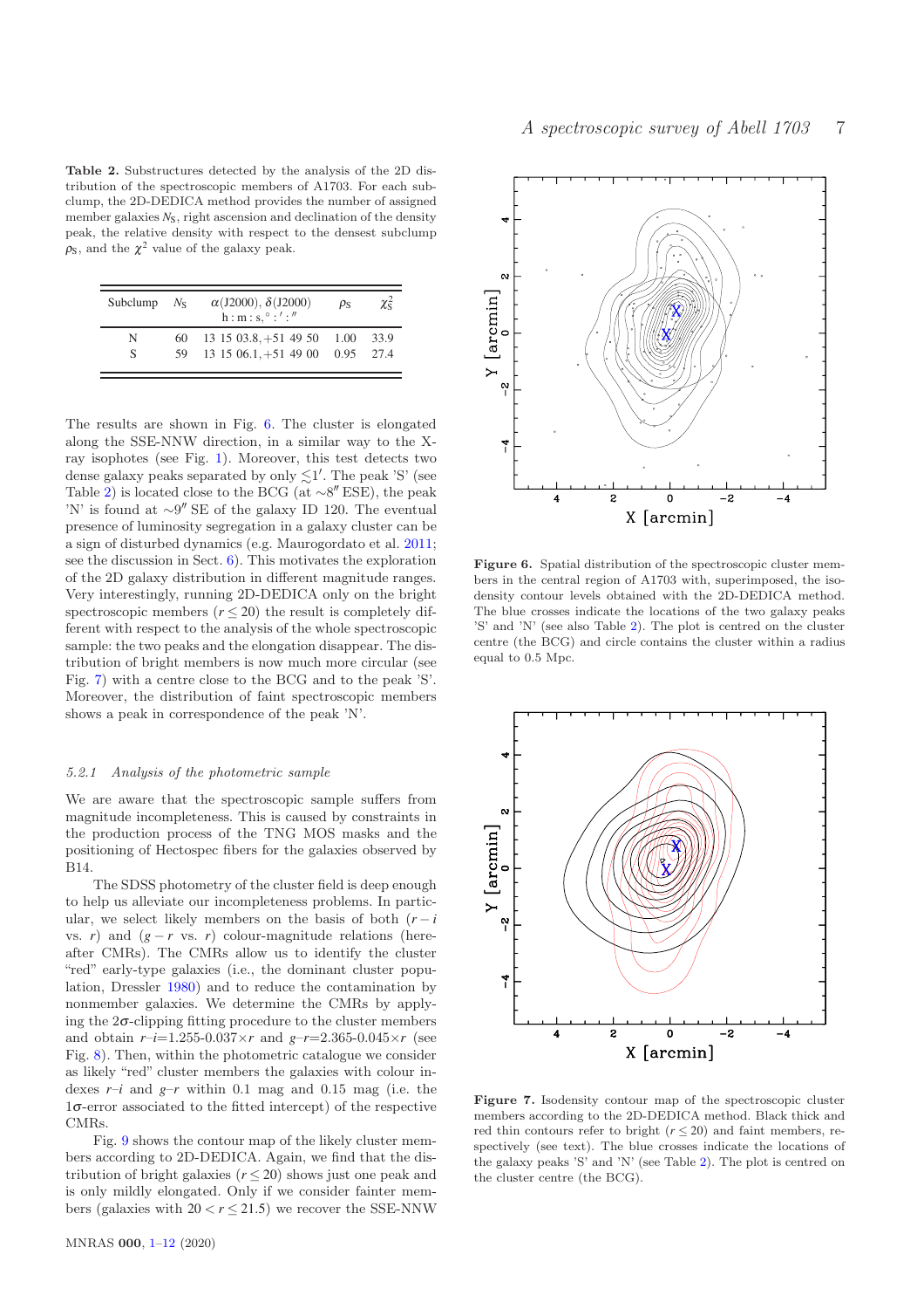**Table 2.** Substructures detected by the analysis of the 2D distribution of the spectroscopic members of A1703. For each subclump, the 2D-DEDICA method provides the number of assigned member galaxies $N_{\rm S}$, right ascension and declination of the density peak, the relative density with respect to the densest subclump $\rho_{\rm S}$, and the $\chi^2$ value of the galaxy peak.

| Subclump | $N_{\rm S}$ | $\alpha$(J2000), $\delta$(J2000) h : m : s, ° : ′ : ″ | $\rho_{\rm S}$ | $\chi^2_{\rm S}$ |
|---|---|---|---|---|
| N | 60 | 13 15 03.8, +51 49 50 | 1.00 | 33.9 |
| S | 59 | 13 15 06.1, +51 49 00 | 0.95 | 27.4 |

The results are shown in Fig. 6. The cluster is elongated along the SSE-NNW direction, in a similar way to the X-ray isophotes (see Fig. 1). Moreover, this test detects two dense galaxy peaks separated by only $\lesssim 1'$. The peak 'S' (see Table 2) is located close to the BCG (at $\sim 8''$ ESE), the peak 'N' is found at $\sim 9''$ SE of the galaxy ID 120. The eventual presence of luminosity segregation in a galaxy cluster can be a sign of disturbed dynamics (e.g. Maurogordato et al. 2011; see the discussion in Sect. 6). This motivates the exploration of the 2D galaxy distribution in different magnitude ranges. Very interestingly, running 2D-DEDICA only on the bright spectroscopic members ($r \leq 20$) the result is completely different with respect to the analysis of the whole spectroscopic sample: the two peaks and the elongation disappear. The distribution of bright members is now much more circular (see Fig. 7) with a centre close to the BCG and to the peak 'S'. Moreover, the distribution of faint spectroscopic members shows a peak in correspondence of the peak 'N'.

Figure 6. Spatial distribution of the spectroscopic cluster members in the central region of A1703 with, superimposed, the isodensity contour levels obtained with the 2D-DEDICA method. The blue crosses indicate the locations of the two galaxy peaks 'S' and 'N' (see also Table 2). The plot is centred on the cluster centre (the BCG) and circle contains the cluster within a radius equal to 0.5 Mpc.

Figure 7. Isodensity contour map of the spectroscopic cluster members according to the 2D-DEDICA method. Black thick and red thin contours refer to bright ($r \leq 20$) and faint members, respectively (see text). The blue crosses indicate the locations of the galaxy peaks 'S' and 'N' (see Table 2). The plot is centred on the cluster centre (the BCG).

### 5.2.1 *Analysis of the photometric sample*

We are aware that the spectroscopic sample suffers from magnitude incompleteness. This is caused by constraints in the production process of the TNG MOS masks and the positioning of Hectospec fibers for the galaxies observed by B14.

The SDSS photometry of the cluster field is deep enough to help us alleviate our incompleteness problems. In particular, we select likely members on the basis of both ($r-i$ vs. $r$) and ($g-r$ vs. $r$) colour-magnitude relations (hereafter CMRs). The CMRs allow us to identify the cluster "red" early-type galaxies (i.e., the dominant cluster population, Dressler 1980) and to reduce the contamination by nonmember galaxies. We determine the CMRs by applying the 2$\sigma$-clipping fitting procedure to the cluster members and obtain $r$–$i$=1.255-0.037$\times r$ and $g$–$r$=2.365-0.045$\times r$ (see Fig. 8). Then, within the photometric catalogue we consider as likely "red" cluster members the galaxies with colour indexes $r$–$i$ and $g$–$r$ within 0.1 mag and 0.15 mag (i.e. the 1$\sigma$-error associated to the fitted intercept) of the respective CMRs.

Fig. 9 shows the contour map of the likely cluster members according to 2D-DEDICA. Again, we find that the distribution of bright galaxies ($r \leq 20$) shows just one peak and is only mildly elongated. Only if we consider fainter members (galaxies with $20 < r \leq 21.5$) we recover the SSE-NNW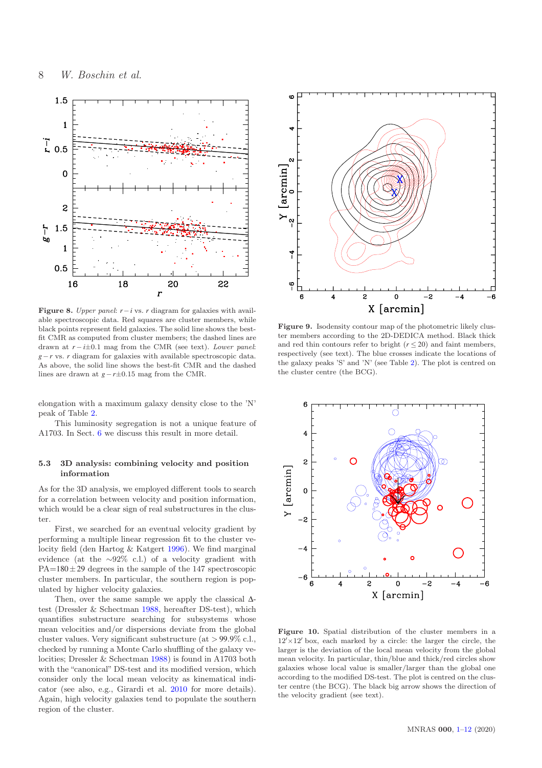**Figure 8.** *Upper panel*: $r-i$ vs. $r$ diagram for galaxies with available spectroscopic data. Red squares are cluster members, while black points represent field galaxies. The solid line shows the best-fit CMR as computed from cluster members; the dashed lines are drawn at $r-i$±0.1 mag from the CMR (see text). *Lower panel*: $g-r$ vs. $r$ diagram for galaxies with available spectroscopic data. As above, the solid line shows the best-fit CMR and the dashed lines are drawn at $g-r$±0.15 mag from the CMR.

**Figure 9.** Isodensity contour map of the photometric likely cluster members according to the 2D-DEDICA method. Black thick and red thin contours refer to bright ($r \leq 20$) and faint members, respectively (see text). The blue crosses indicate the locations of the galaxy peaks 'S' and 'N' (see Table 2). The plot is centred on the cluster centre (the BCG).

elongation with a maximum galaxy density close to the 'N' peak of Table 2.

This luminosity segregation is not a unique feature of A1703. In Sect. 6 we discuss this result in more detail.

### 5.3 3D analysis: combining velocity and position information

As for the 3D analysis, we employed different tools to search for a correlation between velocity and position information, which would be a clear sign of real substructures in the cluster.

First, we searched for an eventual velocity gradient by performing a multiple linear regression fit to the cluster velocity field (den Hartog & Katgert 1996). We find marginal evidence (at the ∼92% c.l.) of a velocity gradient with PA=180±29 degrees in the sample of the 147 spectroscopic cluster members. In particular, the southern region is populated by higher velocity galaxies.

Then, over the same sample we apply the classical Δ-test (Dressler & Schectman 1988, hereafter DS-test), which quantifies substructure searching for subsystems whose mean velocities and/or dispersions deviate from the global cluster values. Very significant substructure (at > 99.9% c.l., checked by running a Monte Carlo shuffling of the galaxy velocities; Dressler & Schectman 1988) is found in A1703 both with the "canonical" DS-test and its modified version, which consider only the local mean velocity as kinematical indicator (see also, e.g., Girardi et al. 2010 for more details). Again, high velocity galaxies tend to populate the southern region of the cluster.

**Figure 10.** Spatial distribution of the cluster members in a $12' \times 12'$ box, each marked by a circle: the larger the circle, the larger is the deviation of the local mean velocity from the global mean velocity. In particular, thin/blue and thick/red circles show galaxies whose local value is smaller/larger than the global one according to the modified DS-test. The plot is centred on the cluster centre (the BCG). The black big arrow shows the direction of the velocity gradient (see text).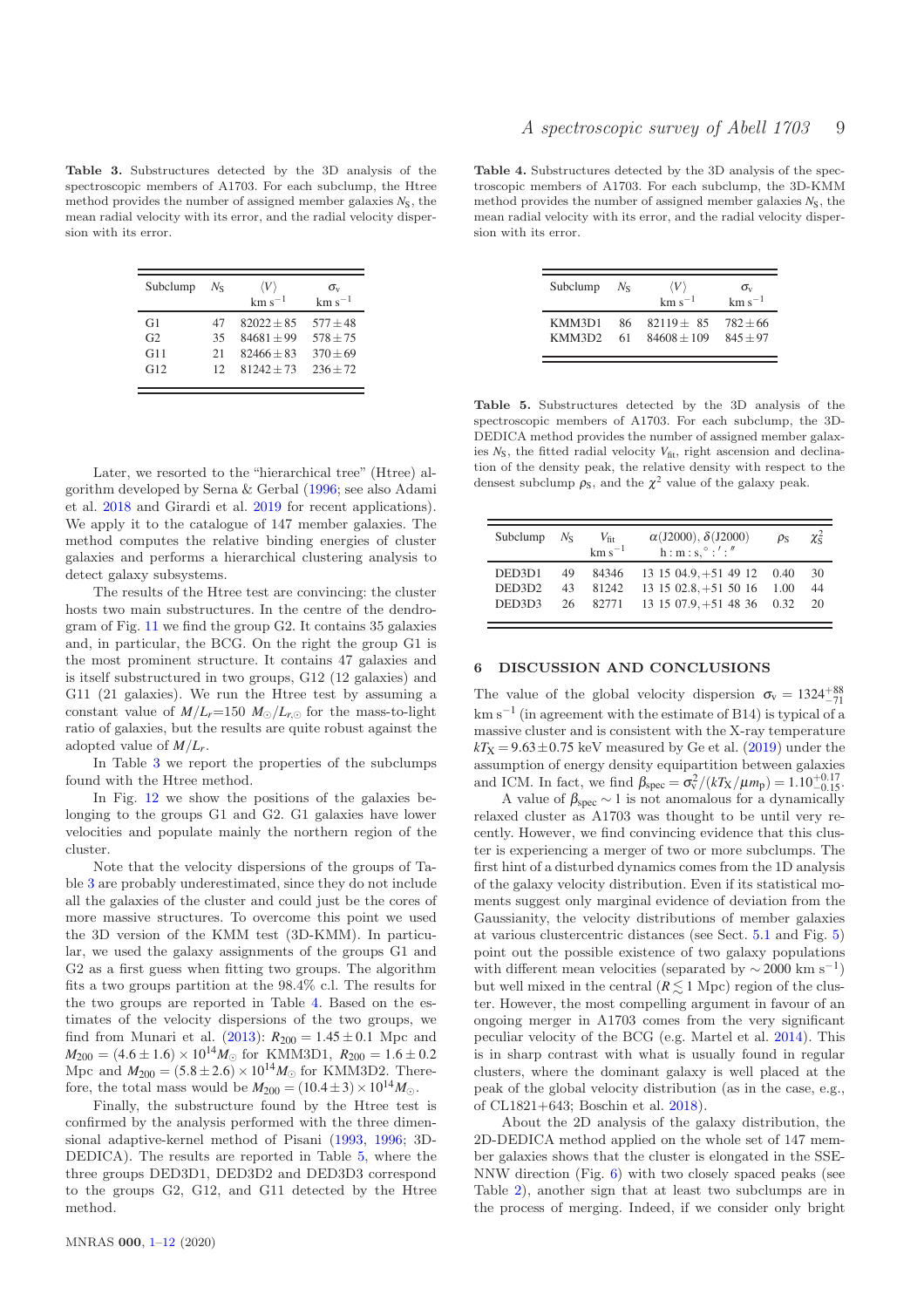**Table 3.** Substructures detected by the 3D analysis of the spectroscopic members of A1703. For each subclump, the Htree method provides the number of assigned member galaxies $N_S$, the mean radial velocity with its error, and the radial velocity dispersion with its error.

| Subclump | $N_S$ | $\langle V \rangle$ km s$^{-1}$ | $\sigma_v$ km s$^{-1}$ |
|---|---|---|---|
| G1 | 47 | $82022 \pm 85$ | $577 \pm 48$ |
| G2 | 35 | $84681 \pm 99$ | $578 \pm 75$ |
| G11 | 21 | $82466 \pm 83$ | $370 \pm 69$ |
| G12 | 12 | $81242 \pm 73$ | $236 \pm 72$ |

Later, we resorted to the "hierarchical tree" (Htree) algorithm developed by Serna & Gerbal (1996; see also Adami et al. 2018 and Girardi et al. 2019 for recent applications). We apply it to the catalogue of 147 member galaxies. The method computes the relative binding energies of cluster galaxies and performs a hierarchical clustering analysis to detect galaxy subsystems.

The results of the Htree test are convincing: the cluster hosts two main substructures. In the centre of the dendrogram of Fig. 11 we find the group G2. It contains 35 galaxies and, in particular, the BCG. On the right the group G1 is the most prominent structure. It contains 47 galaxies and is itself substructured in two groups, G12 (12 galaxies) and G11 (21 galaxies). We run the Htree test by assuming a constant value of $M/L_r$=150 $M_\odot/L_{r,\odot}$ for the mass-to-light ratio of galaxies, but the results are quite robust against the adopted value of $M/L_r$.

In Table 3 we report the properties of the subclumps found with the Htree method.

In Fig. 12 we show the positions of the galaxies belonging to the groups G1 and G2. G1 galaxies have lower velocities and populate mainly the northern region of the cluster.

Note that the velocity dispersions of the groups of Table 3 are probably underestimated, since they do not include all the galaxies of the cluster and could just be the cores of more massive structures. To overcome this point we used the 3D version of the KMM test (3D-KMM). In particular, we used the galaxy assignments of the groups G1 and G2 as a first guess when fitting two groups. The algorithm fits a two groups partition at the 98.4% c.l. The results for the two groups are reported in Table 4. Based on the estimates of the velocity dispersions of the two groups, we find from Munari et al. (2013): $R_{200} = 1.45 \pm 0.1$ Mpc and $M_{200} = (4.6 \pm 1.6) \times 10^{14} M_\odot$ for KMM3D1, $R_{200} = 1.6 \pm 0.2$ Mpc and $M_{200} = (5.8 \pm 2.6) \times 10^{14} M_\odot$ for KMM3D2. Therefore, the total mass would be $M_{200} = (10.4 \pm 3) \times 10^{14} M_\odot$.

Finally, the substructure found by the Htree test is confirmed by the analysis performed with the three dimensional adaptive-kernel method of Pisani (1993, 1996; 3D-DEDICA). The results are reported in Table 5, where the three groups DED3D1, DED3D2 and DED3D3 correspond to the groups G2, G12, and G11 detected by the Htree method.

**Table 4.** Substructures detected by the 3D analysis of the spectroscopic members of A1703. For each subclump, the 3D-KMM method provides the number of assigned member galaxies $N_S$, the mean radial velocity with its error, and the radial velocity dispersion with its error.

| Subclump | $N_S$ | $\langle V \rangle$ km s$^{-1}$ | $\sigma_v$ km s$^{-1}$ |
|---|---|---|---|
| KMM3D1 | 86 | $82119 \pm 85$ | $782 \pm 66$ |
| KMM3D2 | 61 | $84608 \pm 109$ | $845 \pm 97$ |

**Table 5.** Substructures detected by the 3D analysis of the spectroscopic members of A1703. For each subclump, the 3D-DEDICA method provides the number of assigned member galaxies $N_S$, the fitted radial velocity $V_{\rm fit}$, right ascension and declination of the density peak, the relative density with respect to the densest subclump $\rho_S$, and the $\chi^2$ value of the galaxy peak.

| Subclump | $N_S$ | $V_{\rm fit}$ km s$^{-1}$ | $\alpha$(J2000), $\delta$(J2000) h : m : s, ° : ′ : ″ | $\rho_S$ | $\chi^2_S$ |
|---|---|---|---|---|---|
| DED3D1 | 49 | 84346 | 13 15 04.9, +51 49 12 | 0.40 | 30 |
| DED3D2 | 43 | 81242 | 13 15 02.8, +51 50 16 | 1.00 | 44 |
| DED3D3 | 26 | 82771 | 13 15 07.9, +51 48 36 | 0.32 | 20 |

## 6 DISCUSSION AND CONCLUSIONS

The value of the global velocity dispersion $\sigma_v = 1324^{+88}_{-71}$ km s$^{-1}$ (in agreement with the estimate of B14) is typical of a massive cluster and is consistent with the X-ray temperature $kT_X = 9.63 \pm 0.75$ keV measured by Ge et al. (2019) under the assumption of energy density equipartition between galaxies and ICM. In fact, we find $\beta_{\rm spec} = \sigma_v^2/(kT_X/\mu m_p) = 1.10^{+0.17}_{-0.15}$.

A value of $\beta_{\rm spec} \sim 1$ is not anomalous for a dynamically relaxed cluster as A1703 was thought to be until very recently. However, we find convincing evidence that this cluster is experiencing a merger of two or more subclumps. The first hint of a disturbed dynamics comes from the 1D analysis of the galaxy velocity distribution. Even if its statistical moments suggest only marginal evidence of deviation from the Gaussianity, the velocity distributions of member galaxies at various clustercentric distances (see Sect. 5.1 and Fig. 5) point out the possible existence of two galaxy populations with different mean velocities (separated by $\sim 2000$ km s$^{-1}$) but well mixed in the central ($R \lesssim 1$ Mpc) region of the cluster. However, the most compelling argument in favour of an ongoing merger in A1703 comes from the very significant peculiar velocity of the BCG (e.g. Martel et al. 2014). This is in sharp contrast with what is usually found in regular clusters, where the dominant galaxy is well placed at the peak of the global velocity distribution (as in the case, e.g., of CL1821+643; Boschin et al. 2018).

About the 2D analysis of the galaxy distribution, the 2D-DEDICA method applied on the whole set of 147 member galaxies shows that the cluster is elongated in the SSE-NNW direction (Fig. 6) with two closely spaced peaks (see Table 2), another sign that at least two subclumps are in the process of merging. Indeed, if we consider only bright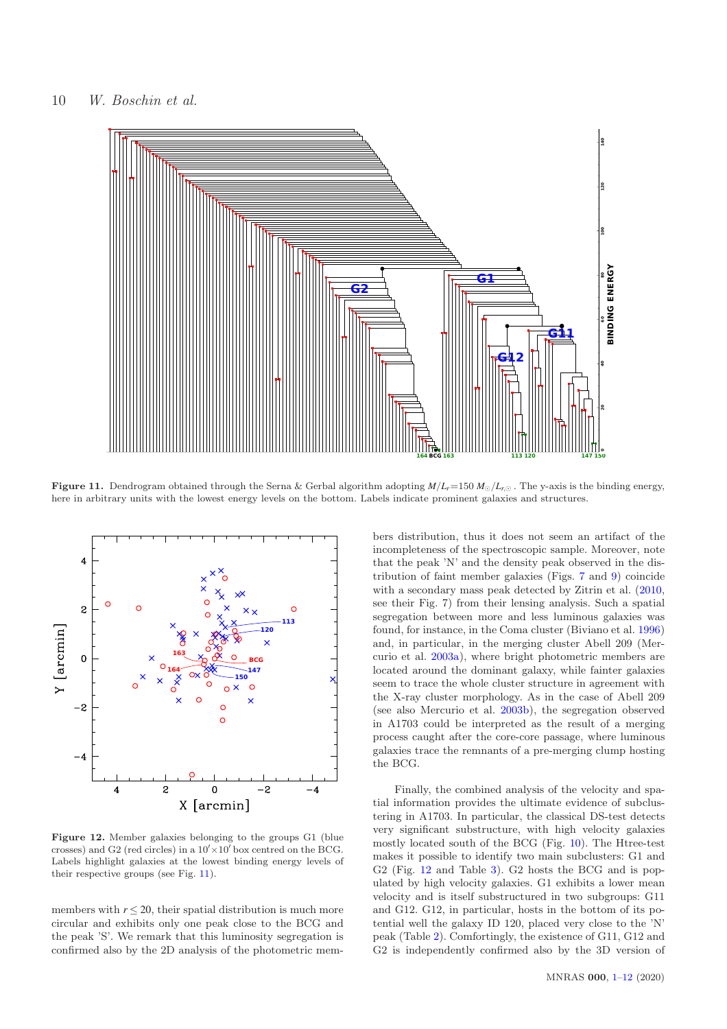**Figure 11.** Dendrogram obtained through the Serna & Gerbal algorithm adopting $M/L_r$=150 $M_\odot/L_{r,\odot}$. The y-axis is the binding energy, here in arbitrary units with the lowest energy levels on the bottom. Labels indicate prominent galaxies and structures.

**Figure 12.** Member galaxies belonging to the groups G1 (blue crosses) and G2 (red circles) in a $10' \times 10'$ box centred on the BCG. Labels highlight galaxies at the lowest binding energy levels of their respective groups (see Fig. 11).

members with $r \leq 20$, their spatial distribution is much more circular and exhibits only one peak close to the BCG and the peak 'S'. We remark that this luminosity segregation is confirmed also by the 2D analysis of the photometric members distribution, thus it does not seem an artifact of the incompleteness of the spectroscopic sample. Moreover, note that the peak 'N' and the density peak observed in the distribution of faint member galaxies (Figs. 7 and 9) coincide with a secondary mass peak detected by Zitrin et al. (2010, see their Fig. 7) from their lensing analysis. Such a spatial segregation between more and less luminous galaxies was found, for instance, in the Coma cluster (Biviano et al. 1996) and, in particular, in the merging cluster Abell 209 (Mercurio et al. 2003a), where bright photometric members are located around the dominant galaxy, while fainter galaxies seem to trace the whole cluster structure in agreement with the X-ray cluster morphology. As in the case of Abell 209 (see also Mercurio et al. 2003b), the segregation observed in A1703 could be interpreted as the result of a merging process caught after the core-core passage, where luminous galaxies trace the remnants of a pre-merging clump hosting the BCG.

Finally, the combined analysis of the velocity and spatial information provides the ultimate evidence of subclustering in A1703. In particular, the classical DS-test detects very significant substructure, with high velocity galaxies mostly located south of the BCG (Fig. 10). The Htree-test makes it possible to identify two main subclusters: G1 and G2 (Fig. 12 and Table 3). G2 hosts the BCG and is populated by high velocity galaxies. G1 exhibits a lower mean velocity and is itself substructured in two subgroups: G11 and G12. G12, in particular, hosts in the bottom of its potential well the galaxy ID 120, placed very close to the 'N' peak (Table 2). Comfortingly, the existence of G11, G12 and G2 is independently confirmed also by the 3D version of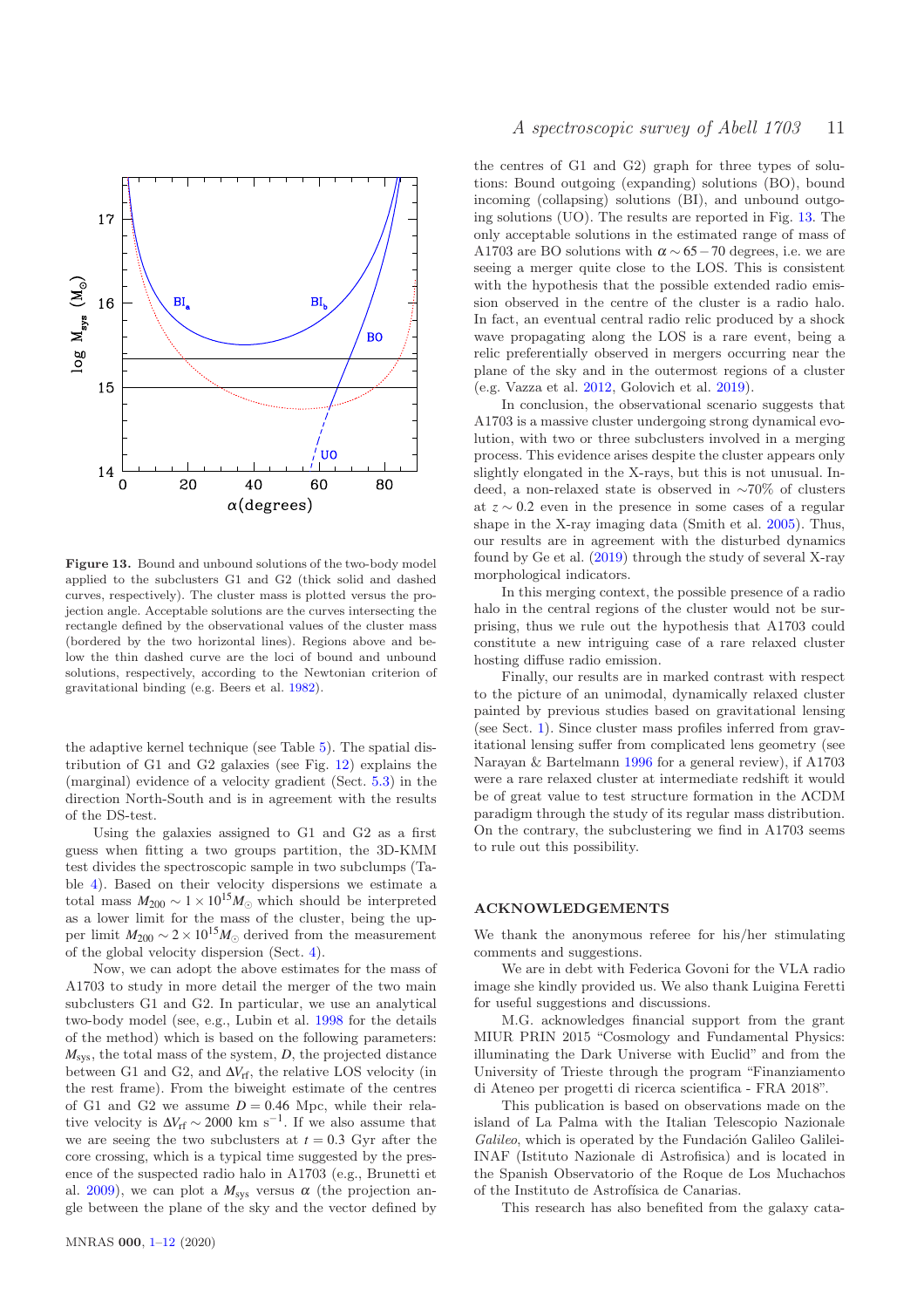**Figure 13.** Bound and unbound solutions of the two-body model applied to the subclusters G1 and G2 (thick solid and dashed curves, respectively). The cluster mass is plotted versus the projection angle. Acceptable solutions are the curves intersecting the rectangle defined by the observational values of the cluster mass (bordered by the two horizontal lines). Regions above and below the thin dashed curve are the loci of bound and unbound solutions, respectively, according to the Newtonian criterion of gravitational binding (e.g. Beers et al. 1982).

the adaptive kernel technique (see Table 5). The spatial distribution of G1 and G2 galaxies (see Fig. 12) explains the (marginal) evidence of a velocity gradient (Sect. 5.3) in the direction North-South and is in agreement with the results of the DS-test.

Using the galaxies assigned to G1 and G2 as a first guess when fitting a two groups partition, the 3D-KMM test divides the spectroscopic sample in two subclumps (Table 4). Based on their velocity dispersions we estimate a total mass $M_{200} \sim 1 \times 10^{15} M_{\odot}$ which should be interpreted as a lower limit for the mass of the cluster, being the upper limit $M_{200} \sim 2 \times 10^{15} M_{\odot}$ derived from the measurement of the global velocity dispersion (Sect. 4).

Now, we can adopt the above estimates for the mass of A1703 to study in more detail the merger of the two main subclusters G1 and G2. In particular, we use an analytical two-body model (see, e.g., Lubin et al. 1998 for the details of the method) which is based on the following parameters: $M_{\rm sys}$, the total mass of the system, $D$, the projected distance between G1 and G2, and $\Delta V_{\rm rf}$, the relative LOS velocity (in the rest frame). From the biweight estimate of the centres of G1 and G2 we assume $D = 0.46$ Mpc, while their relative velocity is $\Delta V_{\rm rf} \sim 2000$ km s$^{-1}$. If we also assume that we are seeing the two subclusters at $t = 0.3$ Gyr after the core crossing, which is a typical time suggested by the presence of the suspected radio halo in A1703 (e.g., Brunetti et al. 2009), we can plot a $M_{\rm sys}$ versus $\alpha$ (the projection angle between the plane of the sky and the vector defined by the centres of G1 and G2) graph for three types of solutions: Bound outgoing (expanding) solutions (BO), bound incoming (collapsing) solutions (BI), and unbound outgoing solutions (UO). The results are reported in Fig. 13. The only acceptable solutions in the estimated range of mass of A1703 are BO solutions with $\alpha \sim 65-70$ degrees, i.e. we are seeing a merger quite close to the LOS. This is consistent with the hypothesis that the possible extended radio emission observed in the centre of the cluster is a radio halo. In fact, an eventual central radio relic produced by a shock wave propagating along the LOS is a rare event, being a relic preferentially observed in mergers occurring near the plane of the sky and in the outermost regions of a cluster (e.g. Vazza et al. 2012, Golovich et al. 2019).

In conclusion, the observational scenario suggests that A1703 is a massive cluster undergoing strong dynamical evolution, with two or three subclusters involved in a merging process. This evidence arises despite the cluster appears only slightly elongated in the X-rays, but this is not unusual. Indeed, a non-relaxed state is observed in $\sim$70% of clusters at $z \sim 0.2$ even in the presence in some cases of a regular shape in the X-ray imaging data (Smith et al. 2005). Thus, our results are in agreement with the disturbed dynamics found by Ge et al. (2019) through the study of several X-ray morphological indicators.

In this merging context, the possible presence of a radio halo in the central regions of the cluster would not be surprising, thus we rule out the hypothesis that A1703 could constitute a new intriguing case of a rare relaxed cluster hosting diffuse radio emission.

Finally, our results are in marked contrast with respect to the picture of an unimodal, dynamically relaxed cluster painted by previous studies based on gravitational lensing (see Sect. 1). Since cluster mass profiles inferred from gravitational lensing suffer from complicated lens geometry (see Narayan & Bartelmann 1996 for a general review), if A1703 were a rare relaxed cluster at intermediate redshift it would be of great value to test structure formation in the ΛCDM paradigm through the study of its regular mass distribution. On the contrary, the subclustering we find in A1703 seems to rule out this possibility.

## ACKNOWLEDGEMENTS

We thank the anonymous referee for his/her stimulating comments and suggestions.

We are in debt with Federica Govoni for the VLA radio image she kindly provided us. We also thank Luigina Feretti for useful suggestions and discussions.

M.G. acknowledges financial support from the grant MIUR PRIN 2015 "Cosmology and Fundamental Physics: illuminating the Dark Universe with Euclid" and from the University of Trieste through the program "Finanziamento di Ateneo per progetti di ricerca scientifica - FRA 2018".

This publication is based on observations made on the island of La Palma with the Italian Telescopio Nazionale *Galileo*, which is operated by the Fundación Galileo Galilei-INAF (Istituto Nazionale di Astrofisica) and is located in the Spanish Observatorio of the Roque de Los Muchachos of the Instituto de Astrofísica de Canarias.

This research has also benefited from the galaxy cata-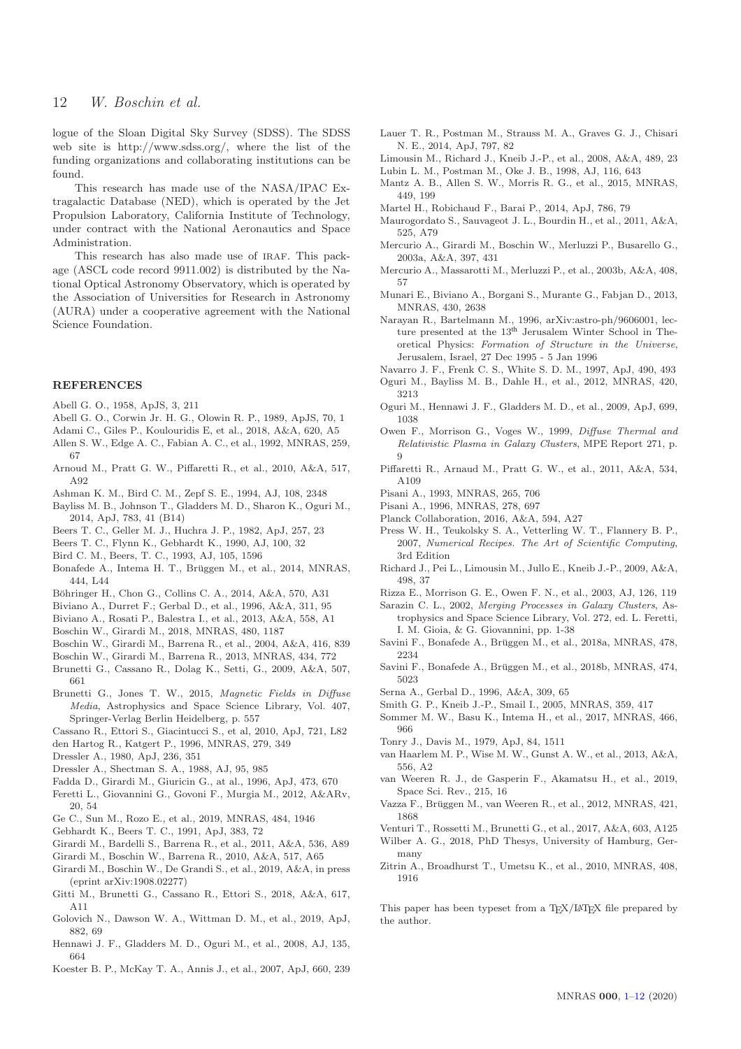logue of the Sloan Digital Sky Survey (SDSS). The SDSS web site is http://www.sdss.org/, where the list of the funding organizations and collaborating institutions can be found.

This research has made use of the NASA/IPAC Extragalactic Database (NED), which is operated by the Jet Propulsion Laboratory, California Institute of Technology, under contract with the National Aeronautics and Space Administration.

This research has also made use of IRAF. This package (ASCL code record 9911.002) is distributed by the National Optical Astronomy Observatory, which is operated by the Association of Universities for Research in Astronomy (AURA) under a cooperative agreement with the National Science Foundation.

## REFERENCES

Abell G. O., 1958, ApJS, 3, 211

Abell G. O., Corwin Jr. H. G., Olowin R. P., 1989, ApJS, 70, 1

Adami C., Giles P., Koulouridis E, et al., 2018, A&A, 620, A5

Allen S. W., Edge A. C., Fabian A. C., et al., 1992, MNRAS, 259, 67

Arnoud M., Pratt G. W., Piffaretti R., et al., 2010, A&A, 517, A92

Ashman K. M., Bird C. M., Zepf S. E., 1994, AJ, 108, 2348

Bayliss M. B., Johnson T., Gladders M. D., Sharon K., Oguri M., 2014, ApJ, 783, 41 (B14)

Beers T. C., Geller M. J., Huchra J. P., 1982, ApJ, 257, 23

Beers T. C., Flynn K., Gebhardt K., 1990, AJ, 100, 32

Bird C. M., Beers, T. C., 1993, AJ, 105, 1596

Bonafede A., Intema H. T., Brüggen M., et al., 2014, MNRAS, 444, L44

Böhringer H., Chon G., Collins C. A., 2014, A&A, 570, A31

Biviano A., Durret F.; Gerbal D., et al., 1996, A&A, 311, 95

Biviano A., Rosati P., Balestra I., et al., 2013, A&A, 558, A1

Boschin W., Girardi M., 2018, MNRAS, 480, 1187

Boschin W., Girardi M., Barrena R., et al., 2004, A&A, 416, 839

Boschin W., Girardi M., Barrena R., 2013, MNRAS, 434, 772

Brunetti G., Cassano R., Dolag K., Setti, G., 2009, A&A, 507, 661

Brunetti G., Jones T. W., 2015, *Magnetic Fields in Diffuse Media*, Astrophysics and Space Science Library, Vol. 407, Springer-Verlag Berlin Heidelberg, p. 557

Cassano R., Ettori S., Giacintucci S., et al, 2010, ApJ, 721, L82

den Hartog R., Katgert P., 1996, MNRAS, 279, 349

Dressler A., 1980, ApJ, 236, 351

Dressler A., Shectman S. A., 1988, AJ, 95, 985

Fadda D., Girardi M., Giuricin G., at al., 1996, ApJ, 473, 670

Feretti L., Giovannini G., Govoni F., Murgia M., 2012, A&ARv, 20, 54

Ge C., Sun M., Rozo E., et al., 2019, MNRAS, 484, 1946

Gebhardt K., Beers T. C., 1991, ApJ, 383, 72

Girardi M., Bardelli S., Barrena R., et al., 2011, A&A, 536, A89

Girardi M., Boschin W., Barrena R., 2010, A&A, 517, A65

Girardi M., Boschin W., De Grandi S., et al., 2019, A&A, in press (eprint arXiv:1908.02277)

Gitti M., Brunetti G., Cassano R., Ettori S., 2018, A&A, 617, A11

Golovich N., Dawson W. A., Wittman D. M., et al., 2019, ApJ, 882, 69

Hennawi J. F., Gladders M. D., Oguri M., et al., 2008, AJ, 135, 664

Koester B. P., McKay T. A., Annis J., et al., 2007, ApJ, 660, 239

Lauer T. R., Postman M., Strauss M. A., Graves G. J., Chisari N. E., 2014, ApJ, 797, 82

Limousin M., Richard J., Kneib J.-P., et al., 2008, A&A, 489, 23

Lubin L. M., Postman M., Oke J. B., 1998, AJ, 116, 643

Mantz A. B., Allen S. W., Morris R. G., et al., 2015, MNRAS, 449, 199

Martel H., Robichaud F., Barai P., 2014, ApJ, 786, 79

Maurogordato S., Sauvageot J. L., Bourdin H., et al., 2011, A&A, 525, A79

Mercurio A., Girardi M., Boschin W., Merluzzi P., Busarello G., 2003a, A&A, 397, 431

Mercurio A., Massarotti M., Merluzzi P., et al., 2003b, A&A, 408, 57

Munari E., Biviano A., Borgani S., Murante G., Fabjan D., 2013, MNRAS, 430, 2638

Narayan R., Bartelmann M., 1996, arXiv:astro-ph/9606001, lecture presented at the 13th Jerusalem Winter School in Theoretical Physics: *Formation of Structure in the Universe*, Jerusalem, Israel, 27 Dec 1995 - 5 Jan 1996

Navarro J. F., Frenk C. S., White S. D. M., 1997, ApJ, 490, 493

Oguri M., Bayliss M. B., Dahle H., et al., 2012, MNRAS, 420, 3213

Oguri M., Hennawi J. F., Gladders M. D., et al., 2009, ApJ, 699, 1038

Owen F., Morrison G., Voges W., 1999, *Diffuse Thermal and Relativistic Plasma in Galaxy Clusters*, MPE Report 271, p. 9

Piffaretti R., Arnaud M., Pratt G. W., et al., 2011, A&A, 534, A109

Pisani A., 1993, MNRAS, 265, 706

Pisani A., 1996, MNRAS, 278, 697

Planck Collaboration, 2016, A&A, 594, A27

Press W. H., Teukolsky S. A., Vetterling W. T., Flannery B. P., 2007, *Numerical Recipes. The Art of Scientific Computing*, 3rd Edition

Richard J., Pei L., Limousin M., Jullo E., Kneib J.-P., 2009, A&A, 498, 37

Rizza E., Morrison G. E., Owen F. N., et al., 2003, AJ, 126, 119

Sarazin C. L., 2002, *Merging Processes in Galaxy Clusters*, Astrophysics and Space Science Library, Vol. 272, ed. L. Feretti, I. M. Gioia, & G. Giovannini, pp. 1-38

Savini F., Bonafede A., Brüggen M., et al., 2018a, MNRAS, 478, 2234

Savini F., Bonafede A., Brüggen M., et al., 2018b, MNRAS, 474, 5023

Serna A., Gerbal D., 1996, A&A, 309, 65

Smith G. P., Kneib J.-P., Smail I., 2005, MNRAS, 359, 417

Sommer M. W., Basu K., Intema H., et al., 2017, MNRAS, 466, 966

Tonry J., Davis M., 1979, ApJ, 84, 1511

van Haarlem M. P., Wise M. W., Gunst A. W., et al., 2013, A&A, 556, A2

van Weeren R. J., de Gasperin F., Akamatsu H., et al., 2019, Space Sci. Rev., 215, 16

Vazza F., Brüggen M., van Weeren R., et al., 2012, MNRAS, 421, 1868

Venturi T., Rossetti M., Brunetti G., et al., 2017, A&A, 603, A125

Wilber A. G., 2018, PhD Thesys, University of Hamburg, Germany

Zitrin A., Broadhurst T., Umetsu K., et al., 2010, MNRAS, 408, 1916

This paper has been typeset from a TEX/LATEX file prepared by the author.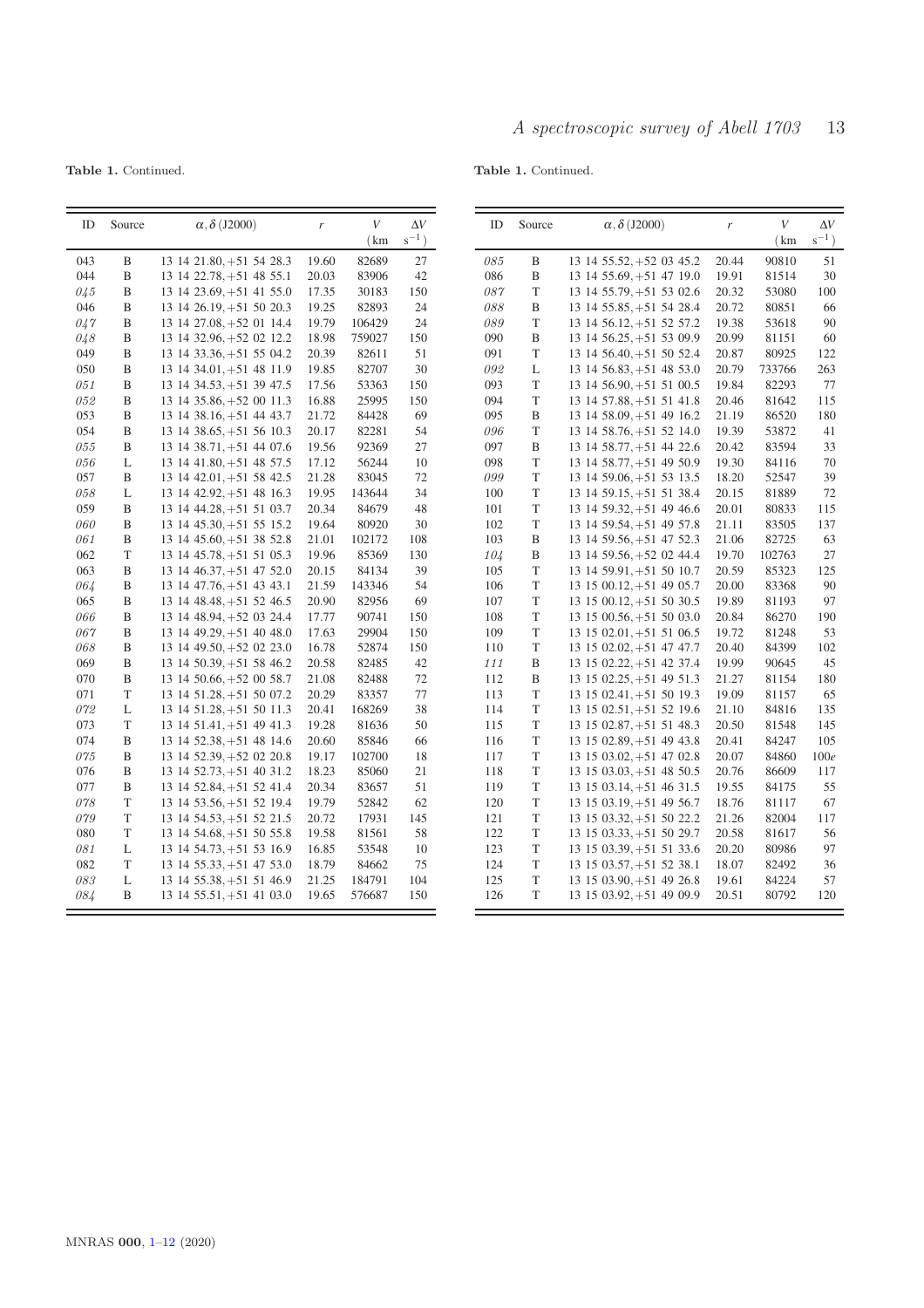**Table 1.** Continued.

| ID | Source | $\alpha, \delta$ (J2000) | $r$ | $V$ (km | $\Delta V$ s$^{-1}$) |
|---|---|---|---|---|---|
| 043 | B | 13 14 21.80, +51 54 28.3 | 19.60 | 82689 | 27 |
| 044 | B | 13 14 22.78, +51 48 55.1 | 20.03 | 83906 | 42 |
| *045* | B | 13 14 23.69, +51 41 55.0 | 17.35 | 30183 | 150 |
| 046 | B | 13 14 26.19, +51 50 20.3 | 19.25 | 82893 | 24 |
| *047* | B | 13 14 27.08, +52 01 14.4 | 19.79 | 106429 | 24 |
| *048* | B | 13 14 32.96, +52 02 12.2 | 18.98 | 759027 | 150 |
| 049 | B | 13 14 33.36, +51 55 04.2 | 20.39 | 82611 | 51 |
| 050 | B | 13 14 34.01, +51 48 11.9 | 19.85 | 82707 | 30 |
| *051* | B | 13 14 34.53, +51 39 47.5 | 17.56 | 53363 | 150 |
| *052* | B | 13 14 35.86, +52 00 11.3 | 16.88 | 25995 | 150 |
| 053 | B | 13 14 38.16, +51 44 43.7 | 21.72 | 84428 | 69 |
| 054 | B | 13 14 38.65, +51 56 10.3 | 20.17 | 82281 | 54 |
| *055* | B | 13 14 38.71, +51 44 07.6 | 19.56 | 92369 | 27 |
| *056* | L | 13 14 41.80, +51 48 57.5 | 17.12 | 56244 | 10 |
| 057 | B | 13 14 42.01, +51 58 42.5 | 21.28 | 83045 | 72 |
| *058* | L | 13 14 42.92, +51 48 16.3 | 19.95 | 143644 | 34 |
| 059 | B | 13 14 44.28, +51 51 03.7 | 20.34 | 84679 | 48 |
| *060* | B | 13 14 45.30, +51 55 15.2 | 19.64 | 80920 | 30 |
| *061* | B | 13 14 45.60, +51 38 52.8 | 21.01 | 102172 | 108 |
| 062 | T | 13 14 45.78, +51 51 05.3 | 19.96 | 85369 | 130 |
| 063 | B | 13 14 46.37, +51 47 52.0 | 20.15 | 84134 | 39 |
| *064* | B | 13 14 47.76, +51 43 43.1 | 21.59 | 143346 | 54 |
| 065 | B | 13 14 48.48, +51 52 46.5 | 20.90 | 82956 | 69 |
| *066* | B | 13 14 48.94, +52 03 24.4 | 17.77 | 90741 | 150 |
| *067* | B | 13 14 49.29, +51 40 48.0 | 17.63 | 29904 | 150 |
| *068* | B | 13 14 49.50, +52 02 23.0 | 16.78 | 52874 | 150 |
| 069 | B | 13 14 50.39, +51 58 46.2 | 20.58 | 82485 | 42 |
| 070 | B | 13 14 50.66, +52 00 58.7 | 21.08 | 82488 | 72 |
| 071 | T | 13 14 51.28, +51 50 07.2 | 20.29 | 83357 | 77 |
| *072* | L | 13 14 51.28, +51 50 11.3 | 20.41 | 168269 | 38 |
| 073 | T | 13 14 51.41, +51 49 41.3 | 19.28 | 81636 | 50 |
| 074 | B | 13 14 52.38, +51 48 14.6 | 20.60 | 85846 | 66 |
| *075* | B | 13 14 52.39, +52 02 20.8 | 19.17 | 102700 | 18 |
| 076 | B | 13 14 52.73, +51 40 31.2 | 18.23 | 85060 | 21 |
| 077 | B | 13 14 52.84, +51 52 41.4 | 20.34 | 83657 | 51 |
| *078* | T | 13 14 53.56, +51 52 19.4 | 19.79 | 52842 | 62 |
| *079* | T | 13 14 54.53, +51 52 21.5 | 20.72 | 17931 | 145 |
| 080 | T | 13 14 54.68, +51 50 55.8 | 19.58 | 81561 | 58 |
| *081* | L | 13 14 54.73, +51 53 16.9 | 16.85 | 53548 | 10 |
| 082 | T | 13 14 55.33, +51 47 53.0 | 18.79 | 84662 | 75 |
| *083* | L | 13 14 55.38, +51 51 46.9 | 21.25 | 184791 | 104 |
| *084* | B | 13 14 55.51, +51 41 03.0 | 19.65 | 576687 | 150 |
| *085* | B | 13 14 55.52, +52 03 45.2 | 20.44 | 90810 | 51 |
| 086 | B | 13 14 55.69, +51 47 19.0 | 19.91 | 81514 | 30 |
| *087* | T | 13 14 55.79, +51 53 02.6 | 20.32 | 53080 | 100 |
| *088* | B | 13 14 55.85, +51 54 28.4 | 20.72 | 80851 | 66 |
| *089* | T | 13 14 56.12, +51 52 57.2 | 19.38 | 53618 | 90 |
| 090 | B | 13 14 56.25, +51 53 09.9 | 20.99 | 81151 | 60 |
| 091 | T | 13 14 56.40, +51 50 52.4 | 20.87 | 80925 | 122 |
| *092* | L | 13 14 56.83, +51 48 53.0 | 20.79 | 733766 | 263 |
| 093 | T | 13 14 56.90, +51 51 00.5 | 19.84 | 82293 | 77 |
| 094 | T | 13 14 57.88, +51 51 41.8 | 20.46 | 81642 | 115 |
| 095 | B | 13 14 58.09, +51 49 16.2 | 21.19 | 86520 | 180 |
| *096* | T | 13 14 58.76, +51 52 14.0 | 19.39 | 53872 | 41 |
| 097 | B | 13 14 58.77, +51 44 22.6 | 20.42 | 83594 | 33 |
| 098 | T | 13 14 58.77, +51 49 50.9 | 19.30 | 84116 | 70 |
| *099* | T | 13 14 59.06, +51 53 13.5 | 18.20 | 52547 | 39 |
| 100 | T | 13 14 59.15, +51 51 38.4 | 20.15 | 81889 | 72 |
| 101 | T | 13 14 59.32, +51 49 46.6 | 20.01 | 80833 | 115 |
| 102 | T | 13 14 59.54, +51 49 57.8 | 21.11 | 83505 | 137 |
| 103 | B | 13 14 59.56, +51 47 52.3 | 21.06 | 82725 | 63 |
| *104* | B | 13 14 59.56, +52 02 44.4 | 19.70 | 102763 | 27 |
| 105 | T | 13 14 59.91, +51 50 10.7 | 20.59 | 85323 | 125 |
| 106 | T | 13 15 00.12, +51 49 05.7 | 20.00 | 83368 | 90 |
| 107 | T | 13 15 00.12, +51 50 30.5 | 19.89 | 81193 | 97 |
| 108 | T | 13 15 00.56, +51 50 03.0 | 20.84 | 86270 | 190 |
| 109 | T | 13 15 02.01, +51 51 06.5 | 19.72 | 81248 | 53 |
| 110 | T | 13 15 02.02, +51 47 47.7 | 20.40 | 84399 | 102 |
| *111* | B | 13 15 02.22, +51 42 37.4 | 19.99 | 90645 | 45 |
| 112 | B | 13 15 02.25, +51 49 51.3 | 21.27 | 81154 | 180 |
| 113 | T | 13 15 02.41, +51 50 19.3 | 19.09 | 81157 | 65 |
| 114 | T | 13 15 02.51, +51 52 19.6 | 21.10 | 84816 | 135 |
| 115 | T | 13 15 02.87, +51 51 48.3 | 20.50 | 81548 | 145 |
| 116 | T | 13 15 02.89, +51 49 43.8 | 20.41 | 84247 | 105 |
| 117 | T | 13 15 03.02, +51 47 02.8 | 20.07 | 84860 | 100*e* |
| 118 | T | 13 15 03.03, +51 48 50.5 | 20.76 | 86609 | 117 |
| 119 | T | 13 15 03.14, +51 46 31.5 | 19.55 | 84175 | 55 |
| 120 | T | 13 15 03.19, +51 49 56.7 | 18.76 | 81117 | 67 |
| 121 | T | 13 15 03.32, +51 50 22.2 | 21.26 | 82004 | 117 |
| 122 | T | 13 15 03.33, +51 50 29.7 | 20.58 | 81617 | 56 |
| 123 | T | 13 15 03.39, +51 51 33.6 | 20.20 | 80986 | 97 |
| 124 | T | 13 15 03.57, +51 52 38.1 | 18.07 | 82492 | 36 |
| 125 | T | 13 15 03.90, +51 49 26.8 | 19.61 | 84224 | 57 |
| 126 | T | 13 15 03.92, +51 49 09.9 | 20.51 | 80792 | 120 |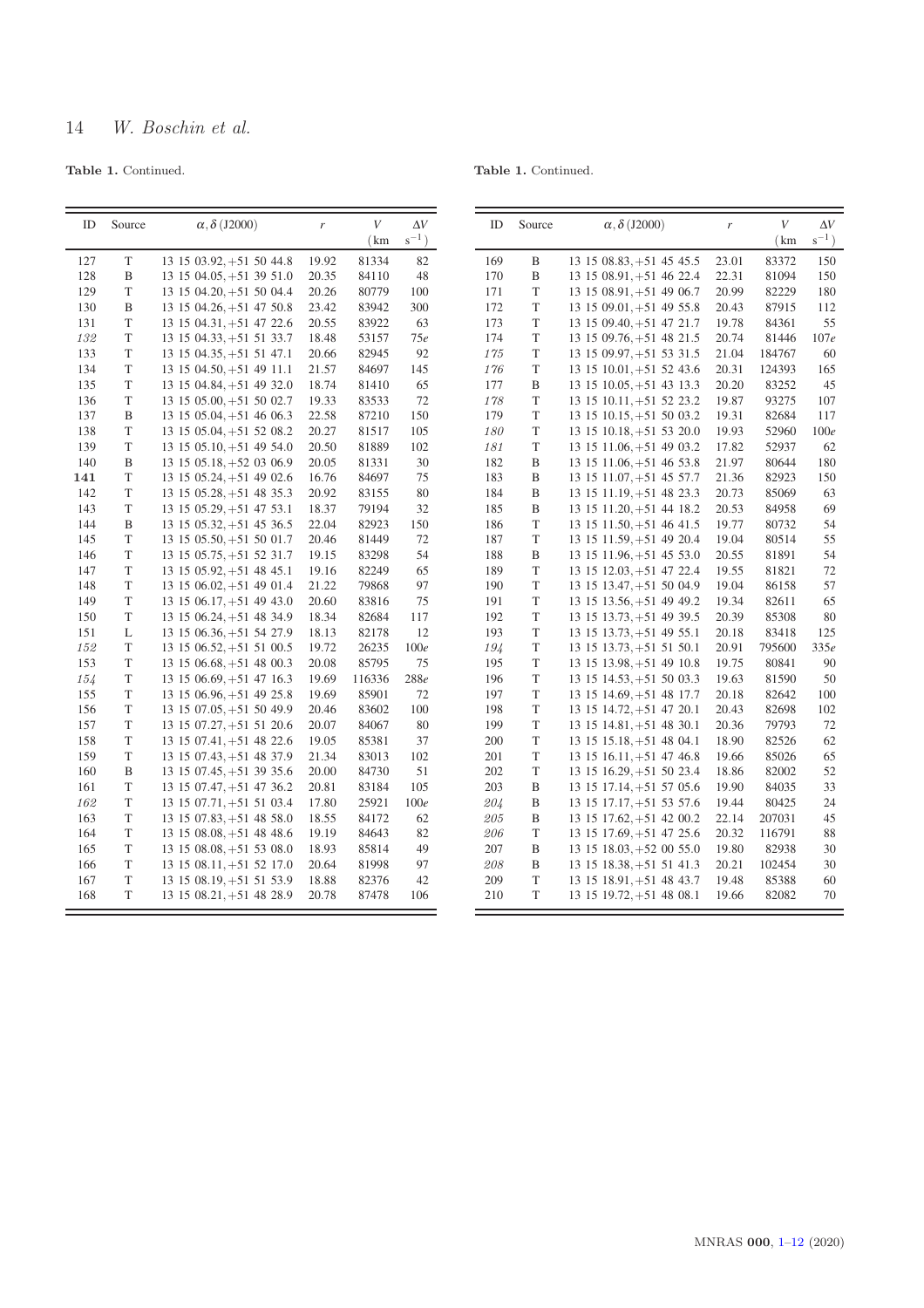**Table 1.** Continued.

| ID | Source | $\alpha, \delta$ (J2000) | $r$ | $V$ (km | $\Delta V$ $s^{-1}$) |
|---|---|---|---|---|---|
| 127 | T | 13 15 03.92, +51 50 44.8 | 19.92 | 81334 | 82 |
| 128 | B | 13 15 04.05, +51 39 51.0 | 20.35 | 84110 | 48 |
| 129 | T | 13 15 04.20, +51 50 04.4 | 20.26 | 80779 | 100 |
| 130 | B | 13 15 04.26, +51 47 50.8 | 23.42 | 83942 | 300 |
| 131 | T | 13 15 04.31, +51 47 22.6 | 20.55 | 83922 | 63 |
| *132* | T | 13 15 04.33, +51 51 33.7 | 18.48 | 53157 | 75*e* |
| 133 | T | 13 15 04.35, +51 51 47.1 | 20.66 | 82945 | 92 |
| 134 | T | 13 15 04.50, +51 49 11.1 | 21.57 | 84697 | 145 |
| 135 | T | 13 15 04.84, +51 49 32.0 | 18.74 | 81410 | 65 |
| 136 | T | 13 15 05.00, +51 50 02.7 | 19.33 | 83533 | 72 |
| 137 | B | 13 15 05.04, +51 46 06.3 | 22.58 | 87210 | 150 |
| 138 | T | 13 15 05.04, +51 52 08.2 | 20.27 | 81517 | 105 |
| 139 | T | 13 15 05.10, +51 49 54.0 | 20.50 | 81889 | 102 |
| 140 | B | 13 15 05.18, +52 03 06.9 | 20.05 | 81331 | 30 |
| **141** | T | 13 15 05.24, +51 49 02.6 | 16.76 | 84697 | 75 |
| 142 | T | 13 15 05.28, +51 48 35.3 | 20.92 | 83155 | 80 |
| 143 | T | 13 15 05.29, +51 47 53.1 | 18.37 | 79194 | 32 |
| 144 | B | 13 15 05.32, +51 45 36.5 | 22.04 | 82923 | 150 |
| 145 | T | 13 15 05.50, +51 50 01.7 | 20.46 | 81449 | 72 |
| 146 | T | 13 15 05.75, +51 52 31.7 | 19.15 | 83298 | 54 |
| 147 | T | 13 15 05.92, +51 48 45.1 | 19.16 | 82249 | 65 |
| 148 | T | 13 15 06.02, +51 49 01.4 | 21.22 | 79868 | 97 |
| 149 | T | 13 15 06.17, +51 49 43.0 | 20.60 | 83816 | 75 |
| 150 | T | 13 15 06.24, +51 48 34.9 | 18.34 | 82684 | 117 |
| 151 | L | 13 15 06.36, +51 54 27.9 | 18.13 | 82178 | 12 |
| *152* | T | 13 15 06.52, +51 51 00.5 | 19.72 | 26235 | 100*e* |
| 153 | T | 13 15 06.68, +51 48 00.3 | 20.08 | 85795 | 75 |
| *154* | T | 13 15 06.69, +51 47 16.3 | 19.69 | 116336 | 288*e* |
| 155 | T | 13 15 06.96, +51 49 25.8 | 19.69 | 85901 | 72 |
| 156 | T | 13 15 07.05, +51 50 49.9 | 20.46 | 83602 | 100 |
| 157 | T | 13 15 07.27, +51 51 20.6 | 20.07 | 84067 | 80 |
| 158 | T | 13 15 07.41, +51 48 22.6 | 19.05 | 85381 | 37 |
| 159 | T | 13 15 07.43, +51 48 37.9 | 21.34 | 83013 | 102 |
| 160 | B | 13 15 07.45, +51 39 35.6 | 20.00 | 84730 | 51 |
| 161 | T | 13 15 07.47, +51 47 36.2 | 20.81 | 83184 | 105 |
| *162* | T | 13 15 07.71, +51 51 03.4 | 17.80 | 25921 | 100*e* |
| 163 | T | 13 15 07.83, +51 48 58.0 | 18.55 | 84172 | 62 |
| 164 | T | 13 15 08.08, +51 48 48.6 | 19.19 | 84643 | 82 |
| 165 | T | 13 15 08.08, +51 53 08.0 | 18.93 | 85814 | 49 |
| 166 | T | 13 15 08.11, +51 52 17.0 | 20.64 | 81998 | 97 |
| 167 | T | 13 15 08.19, +51 51 53.9 | 18.88 | 82376 | 42 |
| 168 | T | 13 15 08.21, +51 48 28.9 | 20.78 | 87478 | 106 |
| 169 | B | 13 15 08.83, +51 45 45.5 | 23.01 | 83372 | 150 |
| 170 | B | 13 15 08.91, +51 46 22.4 | 22.31 | 81094 | 150 |
| 171 | T | 13 15 08.91, +51 49 06.7 | 20.99 | 82229 | 180 |
| 172 | T | 13 15 09.01, +51 49 55.8 | 20.43 | 87915 | 112 |
| 173 | T | 13 15 09.40, +51 47 21.7 | 19.78 | 84361 | 55 |
| 174 | T | 13 15 09.76, +51 48 21.5 | 20.74 | 81446 | 107*e* |
| *175* | T | 13 15 09.97, +51 53 31.5 | 21.04 | 184767 | 60 |
| *176* | T | 13 15 10.01, +51 52 43.6 | 20.31 | 124393 | 165 |
| 177 | B | 13 15 10.05, +51 43 13.3 | 20.20 | 83252 | 45 |
| *178* | T | 13 15 10.11, +51 52 23.2 | 19.87 | 93275 | 107 |
| 179 | T | 13 15 10.15, +51 50 03.2 | 19.31 | 82684 | 117 |
| *180* | T | 13 15 10.18, +51 53 20.0 | 19.93 | 52960 | 100*e* |
| *181* | T | 13 15 11.06, +51 49 03.2 | 17.82 | 52937 | 62 |
| 182 | B | 13 15 11.06, +51 46 53.8 | 21.97 | 80644 | 180 |
| 183 | B | 13 15 11.07, +51 45 57.7 | 21.36 | 82923 | 150 |
| 184 | B | 13 15 11.19, +51 48 23.3 | 20.73 | 85069 | 63 |
| 185 | B | 13 15 11.20, +51 44 18.2 | 20.53 | 84958 | 69 |
| 186 | T | 13 15 11.50, +51 46 41.5 | 19.77 | 80732 | 54 |
| 187 | T | 13 15 11.59, +51 49 20.4 | 19.04 | 80514 | 55 |
| 188 | B | 13 15 11.96, +51 45 53.0 | 20.55 | 81891 | 54 |
| 189 | T | 13 15 12.03, +51 47 22.4 | 19.55 | 81821 | 72 |
| 190 | T | 13 15 13.47, +51 50 04.9 | 19.04 | 86158 | 57 |
| 191 | T | 13 15 13.56, +51 49 49.2 | 19.34 | 82611 | 65 |
| 192 | T | 13 15 13.73, +51 49 39.5 | 20.39 | 85308 | 80 |
| 193 | T | 13 15 13.73, +51 49 55.1 | 20.18 | 83418 | 125 |
| *194* | T | 13 15 13.73, +51 51 50.1 | 20.91 | 795600 | 335*e* |
| 195 | T | 13 15 13.98, +51 49 10.8 | 19.75 | 80841 | 90 |
| 196 | T | 13 15 14.53, +51 50 03.3 | 19.63 | 81590 | 50 |
| 197 | T | 13 15 14.69, +51 48 17.7 | 20.18 | 82642 | 100 |
| 198 | T | 13 15 14.72, +51 47 20.1 | 20.43 | 82698 | 102 |
| 199 | T | 13 15 14.81, +51 48 30.1 | 20.36 | 79793 | 72 |
| 200 | T | 13 15 15.18, +51 48 04.1 | 18.90 | 82526 | 62 |
| 201 | T | 13 15 16.11, +51 47 46.8 | 19.66 | 85026 | 65 |
| 202 | T | 13 15 16.29, +51 50 23.4 | 18.86 | 82002 | 52 |
| 203 | B | 13 15 17.14, +51 57 05.6 | 19.90 | 84035 | 33 |
| *204* | B | 13 15 17.17, +51 53 57.6 | 19.44 | 80425 | 24 |
| *205* | B | 13 15 17.62, +51 42 00.2 | 22.14 | 207031 | 45 |
| *206* | T | 13 15 17.69, +51 47 25.6 | 20.32 | 116791 | 88 |
| 207 | B | 13 15 18.03, +52 00 55.0 | 19.80 | 82938 | 30 |
| *208* | B | 13 15 18.38, +51 51 41.3 | 20.21 | 102454 | 30 |
| 209 | T | 13 15 18.91, +51 48 43.7 | 19.48 | 85388 | 60 |
| 210 | T | 13 15 19.72, +51 48 08.1 | 19.66 | 82082 | 70 |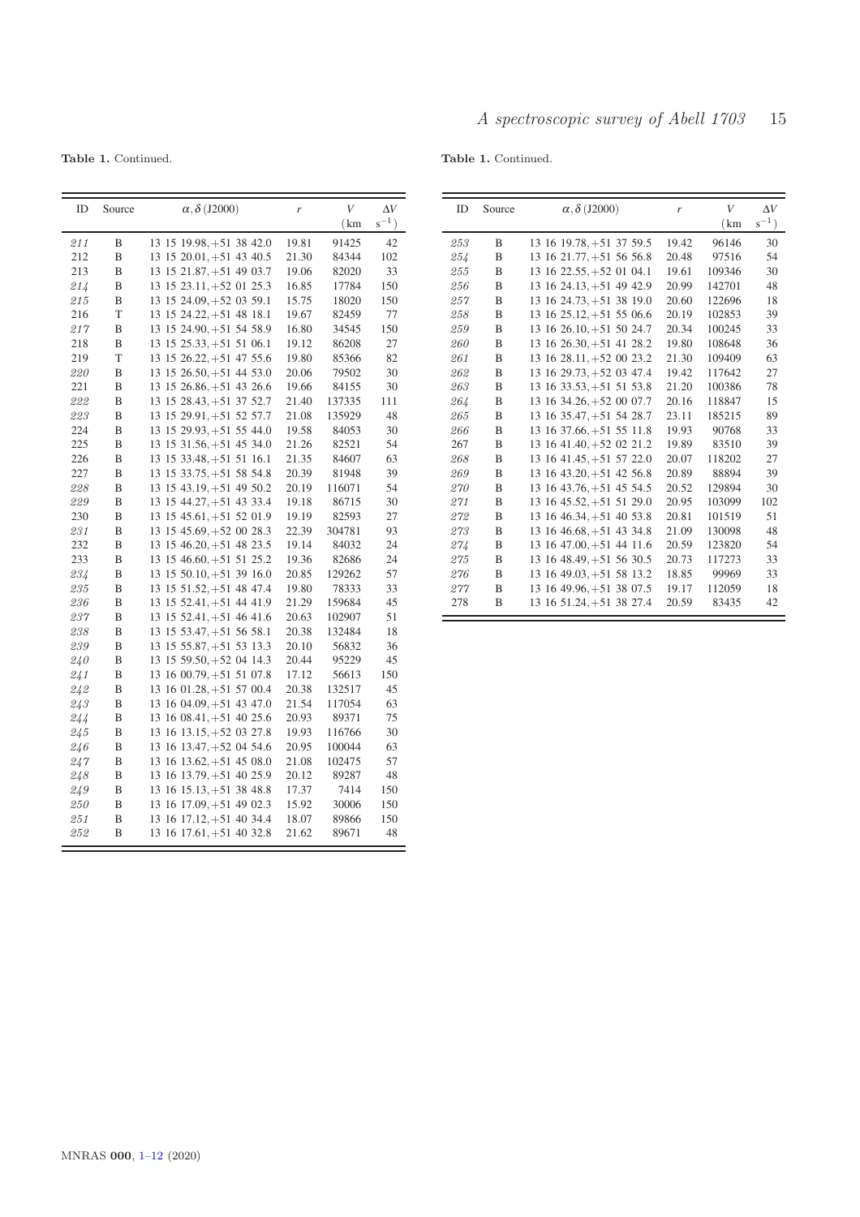**Table 1.** Continued.

| ID | Source | $\alpha, \delta$ (J2000) | $r$ | $V$ (km | $\Delta V$ s$^{-1}$) |
|---|---|---|---|---|---|
| *211* | B | 13 15 19.98, +51 38 42.0 | 19.81 | 91425 | 42 |
| 212 | B | 13 15 20.01, +51 43 40.5 | 21.30 | 84344 | 102 |
| 213 | B | 13 15 21.87, +51 49 03.7 | 19.06 | 82020 | 33 |
| *214* | B | 13 15 23.11, +52 01 25.3 | 16.85 | 17784 | 150 |
| *215* | B | 13 15 24.09, +52 03 59.1 | 15.75 | 18020 | 150 |
| 216 | T | 13 15 24.22, +51 48 18.1 | 19.67 | 82459 | 77 |
| *217* | B | 13 15 24.90, +51 54 58.9 | 16.80 | 34545 | 150 |
| 218 | B | 13 15 25.33, +51 51 06.1 | 19.12 | 86208 | 27 |
| 219 | T | 13 15 26.22, +51 47 55.6 | 19.80 | 85366 | 82 |
| *220* | B | 13 15 26.50, +51 44 53.0 | 20.06 | 79502 | 30 |
| 221 | B | 13 15 26.86, +51 43 26.6 | 19.66 | 84155 | 30 |
| *222* | B | 13 15 28.43, +51 37 52.7 | 21.40 | 137335 | 111 |
| *223* | B | 13 15 29.91, +51 52 57.7 | 21.08 | 135929 | 48 |
| 224 | B | 13 15 29.93, +51 55 44.0 | 19.58 | 84053 | 30 |
| 225 | B | 13 15 31.56, +51 45 34.0 | 21.26 | 82521 | 54 |
| 226 | B | 13 15 33.48, +51 51 16.1 | 21.35 | 84607 | 63 |
| 227 | B | 13 15 33.75, +51 58 54.8 | 20.39 | 81948 | 39 |
| *228* | B | 13 15 43.19, +51 49 50.2 | 20.19 | 116071 | 54 |
| *229* | B | 13 15 44.27, +51 43 33.4 | 19.18 | 86715 | 30 |
| 230 | B | 13 15 45.61, +51 52 01.9 | 19.19 | 82593 | 27 |
| *231* | B | 13 15 45.69, +52 00 28.3 | 22.39 | 304781 | 93 |
| 232 | B | 13 15 46.20, +51 48 23.5 | 19.14 | 84032 | 24 |
| 233 | B | 13 15 46.60, +51 51 25.2 | 19.36 | 82686 | 24 |
| *234* | B | 13 15 50.10, +51 39 16.0 | 20.85 | 129262 | 57 |
| *235* | B | 13 15 51.52, +51 48 47.4 | 19.80 | 78333 | 33 |
| *236* | B | 13 15 52.41, +51 44 41.9 | 21.29 | 159684 | 45 |
| *237* | B | 13 15 52.41, +51 46 41.6 | 20.63 | 102907 | 51 |
| *238* | B | 13 15 53.47, +51 56 58.1 | 20.38 | 132484 | 18 |
| *239* | B | 13 15 55.87, +51 53 13.3 | 20.10 | 56832 | 36 |
| *240* | B | 13 15 59.50, +52 04 14.3 | 20.44 | 95229 | 45 |
| *241* | B | 13 16 00.79, +51 51 07.8 | 17.12 | 56613 | 150 |
| *242* | B | 13 16 01.28, +51 57 00.4 | 20.38 | 132517 | 45 |
| *243* | B | 13 16 04.09, +51 43 47.0 | 21.54 | 117054 | 63 |
| *244* | B | 13 16 08.41, +51 40 25.6 | 20.93 | 89371 | 75 |
| *245* | B | 13 16 13.15, +52 03 27.8 | 19.93 | 116766 | 30 |
| *246* | B | 13 16 13.47, +52 04 54.6 | 20.95 | 100044 | 63 |
| *247* | B | 13 16 13.62, +51 45 08.0 | 21.08 | 102475 | 57 |
| *248* | B | 13 16 13.79, +51 40 25.9 | 20.12 | 89287 | 48 |
| *249* | B | 13 16 15.13, +51 38 48.8 | 17.37 | 7414 | 150 |
| *250* | B | 13 16 17.09, +51 49 02.3 | 15.92 | 30006 | 150 |
| *251* | B | 13 16 17.12, +51 40 34.4 | 18.07 | 89866 | 150 |
| *252* | B | 13 16 17.61, +51 40 32.8 | 21.62 | 89671 | 48 |

**Table 1.** Continued.

| ID | Source | $\alpha, \delta$ (J2000) | $r$ | $V$ (km | $\Delta V$ s$^{-1}$) |
|---|---|---|---|---|---|
| *253* | B | 13 16 19.78, +51 37 59.5 | 19.42 | 96146 | 30 |
| *254* | B | 13 16 21.77, +51 56 56.8 | 20.48 | 97516 | 54 |
| *255* | B | 13 16 22.55, +52 01 04.1 | 19.61 | 109346 | 30 |
| *256* | B | 13 16 24.13, +51 49 42.9 | 20.99 | 142701 | 48 |
| *257* | B | 13 16 24.73, +51 38 19.0 | 20.60 | 122696 | 18 |
| *258* | B | 13 16 25.12, +51 55 06.6 | 20.19 | 102853 | 39 |
| *259* | B | 13 16 26.10, +51 50 24.7 | 20.34 | 100245 | 33 |
| *260* | B | 13 16 26.30, +51 41 28.2 | 19.80 | 108648 | 36 |
| *261* | B | 13 16 28.11, +52 00 23.2 | 21.30 | 109409 | 63 |
| *262* | B | 13 16 29.73, +52 03 47.4 | 19.42 | 117642 | 27 |
| *263* | B | 13 16 33.53, +51 51 53.8 | 21.20 | 100386 | 78 |
| *264* | B | 13 16 34.26, +52 00 07.7 | 20.16 | 118847 | 15 |
| *265* | B | 13 16 35.47, +51 54 28.7 | 23.11 | 185215 | 89 |
| *266* | B | 13 16 37.66, +51 55 11.8 | 19.93 | 90768 | 33 |
| 267 | B | 13 16 41.40, +52 02 21.2 | 19.89 | 83510 | 39 |
| *268* | B | 13 16 41.45, +51 57 22.0 | 20.07 | 118202 | 27 |
| *269* | B | 13 16 43.20, +51 42 56.8 | 20.89 | 88894 | 39 |
| *270* | B | 13 16 43.76, +51 45 54.5 | 20.52 | 129894 | 30 |
| *271* | B | 13 16 45.52, +51 51 29.0 | 20.95 | 103099 | 102 |
| *272* | B | 13 16 46.34, +51 40 53.8 | 20.81 | 101519 | 51 |
| *273* | B | 13 16 46.68, +51 43 34.8 | 21.09 | 130098 | 48 |
| *274* | B | 13 16 47.00, +51 44 11.6 | 20.59 | 123820 | 54 |
| *275* | B | 13 16 48.49, +51 56 30.5 | 20.73 | 117273 | 33 |
| *276* | B | 13 16 49.03, +51 58 13.2 | 18.85 | 99969 | 33 |
| *277* | B | 13 16 49.96, +51 38 07.5 | 19.17 | 112059 | 18 |
| 278 | B | 13 16 51.24, +51 38 27.4 | 20.59 | 83435 | 42 |